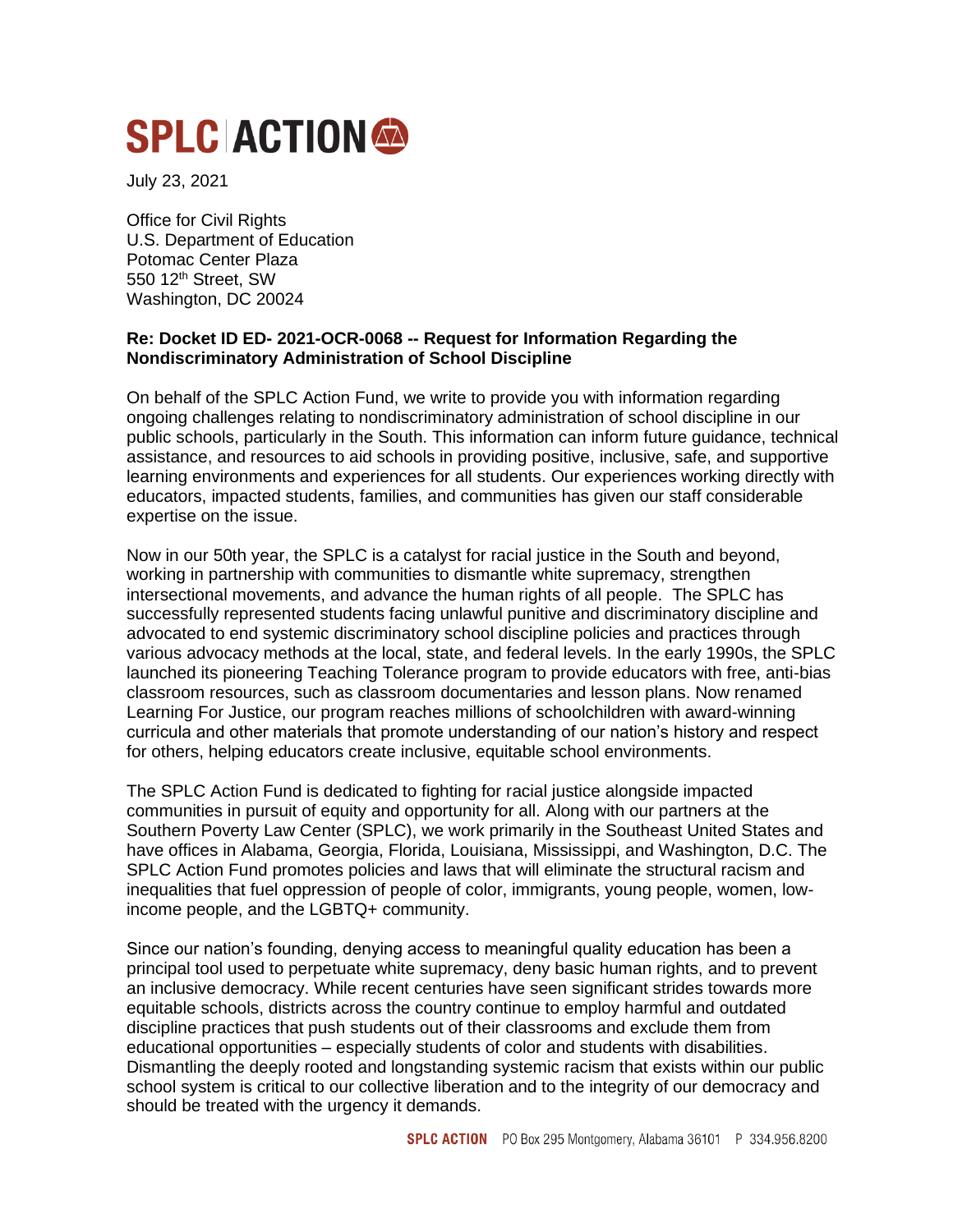# SPLC ACTION

July 23, 2021

Office for Civil Rights
U.S. Department of Education
Potomac Center Plaza
550 12th Street, SW
Washington, DC 20024

**Re: Docket ID ED- 2021-OCR-0068 -- Request for Information Regarding the Nondiscriminatory Administration of School Discipline**

On behalf of the SPLC Action Fund, we write to provide you with information regarding ongoing challenges relating to nondiscriminatory administration of school discipline in our public schools, particularly in the South. This information can inform future guidance, technical assistance, and resources to aid schools in providing positive, inclusive, safe, and supportive learning environments and experiences for all students. Our experiences working directly with educators, impacted students, families, and communities has given our staff considerable expertise on the issue.

Now in our 50th year, the SPLC is a catalyst for racial justice in the South and beyond, working in partnership with communities to dismantle white supremacy, strengthen intersectional movements, and advance the human rights of all people. The SPLC has successfully represented students facing unlawful punitive and discriminatory discipline and advocated to end systemic discriminatory school discipline policies and practices through various advocacy methods at the local, state, and federal levels. In the early 1990s, the SPLC launched its pioneering Teaching Tolerance program to provide educators with free, anti-bias classroom resources, such as classroom documentaries and lesson plans. Now renamed Learning For Justice, our program reaches millions of schoolchildren with award-winning curricula and other materials that promote understanding of our nation's history and respect for others, helping educators create inclusive, equitable school environments.

The SPLC Action Fund is dedicated to fighting for racial justice alongside impacted communities in pursuit of equity and opportunity for all. Along with our partners at the Southern Poverty Law Center (SPLC), we work primarily in the Southeast United States and have offices in Alabama, Georgia, Florida, Louisiana, Mississippi, and Washington, D.C. The SPLC Action Fund promotes policies and laws that will eliminate the structural racism and inequalities that fuel oppression of people of color, immigrants, young people, women, low-income people, and the LGBTQ+ community.

Since our nation's founding, denying access to meaningful quality education has been a principal tool used to perpetuate white supremacy, deny basic human rights, and to prevent an inclusive democracy. While recent centuries have seen significant strides towards more equitable schools, districts across the country continue to employ harmful and outdated discipline practices that push students out of their classrooms and exclude them from educational opportunities – especially students of color and students with disabilities. Dismantling the deeply rooted and longstanding systemic racism that exists within our public school system is critical to our collective liberation and to the integrity of our democracy and should be treated with the urgency it demands.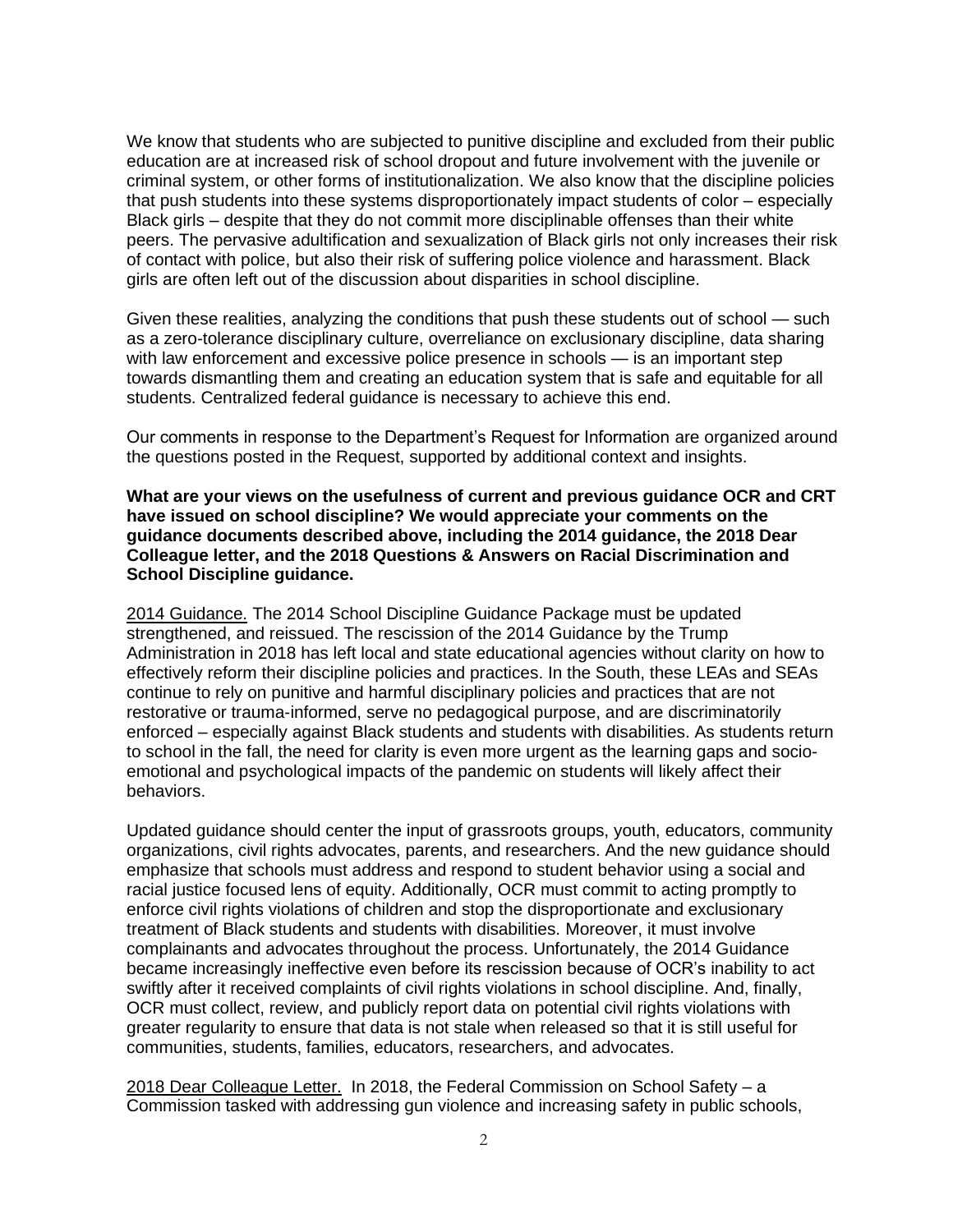We know that students who are subjected to punitive discipline and excluded from their public education are at increased risk of school dropout and future involvement with the juvenile or criminal system, or other forms of institutionalization. We also know that the discipline policies that push students into these systems disproportionately impact students of color – especially Black girls – despite that they do not commit more disciplinable offenses than their white peers. The pervasive adultification and sexualization of Black girls not only increases their risk of contact with police, but also their risk of suffering police violence and harassment. Black girls are often left out of the discussion about disparities in school discipline.

Given these realities, analyzing the conditions that push these students out of school — such as a zero-tolerance disciplinary culture, overreliance on exclusionary discipline, data sharing with law enforcement and excessive police presence in schools — is an important step towards dismantling them and creating an education system that is safe and equitable for all students. Centralized federal guidance is necessary to achieve this end.

Our comments in response to the Department's Request for Information are organized around the questions posted in the Request, supported by additional context and insights.

**What are your views on the usefulness of current and previous guidance OCR and CRT have issued on school discipline? We would appreciate your comments on the guidance documents described above, including the 2014 guidance, the 2018 Dear Colleague letter, and the 2018 Questions & Answers on Racial Discrimination and School Discipline guidance.**

<u>2014 Guidance.</u> The 2014 School Discipline Guidance Package must be updated strengthened, and reissued. The rescission of the 2014 Guidance by the Trump Administration in 2018 has left local and state educational agencies without clarity on how to effectively reform their discipline policies and practices. In the South, these LEAs and SEAs continue to rely on punitive and harmful disciplinary policies and practices that are not restorative or trauma-informed, serve no pedagogical purpose, and are discriminatorily enforced – especially against Black students and students with disabilities. As students return to school in the fall, the need for clarity is even more urgent as the learning gaps and socio-emotional and psychological impacts of the pandemic on students will likely affect their behaviors.

Updated guidance should center the input of grassroots groups, youth, educators, community organizations, civil rights advocates, parents, and researchers. And the new guidance should emphasize that schools must address and respond to student behavior using a social and racial justice focused lens of equity. Additionally, OCR must commit to acting promptly to enforce civil rights violations of children and stop the disproportionate and exclusionary treatment of Black students and students with disabilities. Moreover, it must involve complainants and advocates throughout the process. Unfortunately, the 2014 Guidance became increasingly ineffective even before its rescission because of OCR's inability to act swiftly after it received complaints of civil rights violations in school discipline. And, finally, OCR must collect, review, and publicly report data on potential civil rights violations with greater regularity to ensure that data is not stale when released so that it is still useful for communities, students, families, educators, researchers, and advocates.

<u>2018 Dear Colleague Letter.</u> In 2018, the Federal Commission on School Safety – a Commission tasked with addressing gun violence and increasing safety in public schools,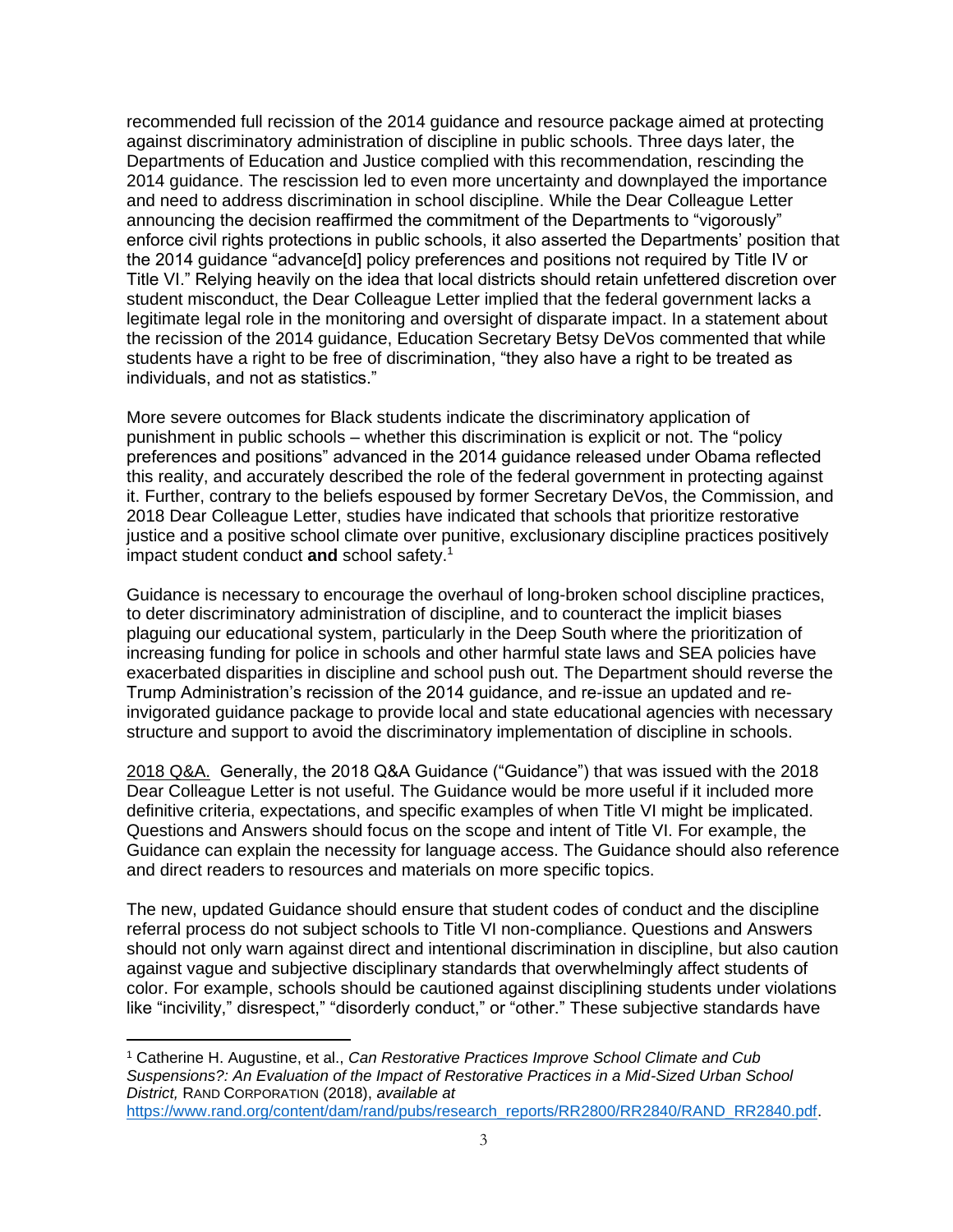recommended full recission of the 2014 guidance and resource package aimed at protecting against discriminatory administration of discipline in public schools. Three days later, the Departments of Education and Justice complied with this recommendation, rescinding the 2014 guidance. The rescission led to even more uncertainty and downplayed the importance and need to address discrimination in school discipline. While the Dear Colleague Letter announcing the decision reaffirmed the commitment of the Departments to "vigorously" enforce civil rights protections in public schools, it also asserted the Departments' position that the 2014 guidance "advance[d] policy preferences and positions not required by Title IV or Title VI." Relying heavily on the idea that local districts should retain unfettered discretion over student misconduct, the Dear Colleague Letter implied that the federal government lacks a legitimate legal role in the monitoring and oversight of disparate impact. In a statement about the recission of the 2014 guidance, Education Secretary Betsy DeVos commented that while students have a right to be free of discrimination, "they also have a right to be treated as individuals, and not as statistics."

More severe outcomes for Black students indicate the discriminatory application of punishment in public schools – whether this discrimination is explicit or not. The "policy preferences and positions" advanced in the 2014 guidance released under Obama reflected this reality, and accurately described the role of the federal government in protecting against it. Further, contrary to the beliefs espoused by former Secretary DeVos, the Commission, and 2018 Dear Colleague Letter, studies have indicated that schools that prioritize restorative justice and a positive school climate over punitive, exclusionary discipline practices positively impact student conduct **and** school safety.[1]

Guidance is necessary to encourage the overhaul of long-broken school discipline practices, to deter discriminatory administration of discipline, and to counteract the implicit biases plaguing our educational system, particularly in the Deep South where the prioritization of increasing funding for police in schools and other harmful state laws and SEA policies have exacerbated disparities in discipline and school push out. The Department should reverse the Trump Administration's recission of the 2014 guidance, and re-issue an updated and re-invigorated guidance package to provide local and state educational agencies with necessary structure and support to avoid the discriminatory implementation of discipline in schools.

<u>2018 Q&A.</u> Generally, the 2018 Q&A Guidance ("Guidance") that was issued with the 2018 Dear Colleague Letter is not useful. The Guidance would be more useful if it included more definitive criteria, expectations, and specific examples of when Title VI might be implicated. Questions and Answers should focus on the scope and intent of Title VI. For example, the Guidance can explain the necessity for language access. The Guidance should also reference and direct readers to resources and materials on more specific topics.

The new, updated Guidance should ensure that student codes of conduct and the discipline referral process do not subject schools to Title VI non-compliance. Questions and Answers should not only warn against direct and intentional discrimination in discipline, but also caution against vague and subjective disciplinary standards that overwhelmingly affect students of color. For example, schools should be cautioned against disciplining students under violations like "incivility," disrespect," "disorderly conduct," or "other." These subjective standards have

---

[1] Catherine H. Augustine, et al., *Can Restorative Practices Improve School Climate and Cub Suspensions?: An Evaluation of the Impact of Restorative Practices in a Mid-Sized Urban School District,* RAND CORPORATION (2018), *available at* https://www.rand.org/content/dam/rand/pubs/research_reports/RR2800/RR2840/RAND_RR2840.pdf.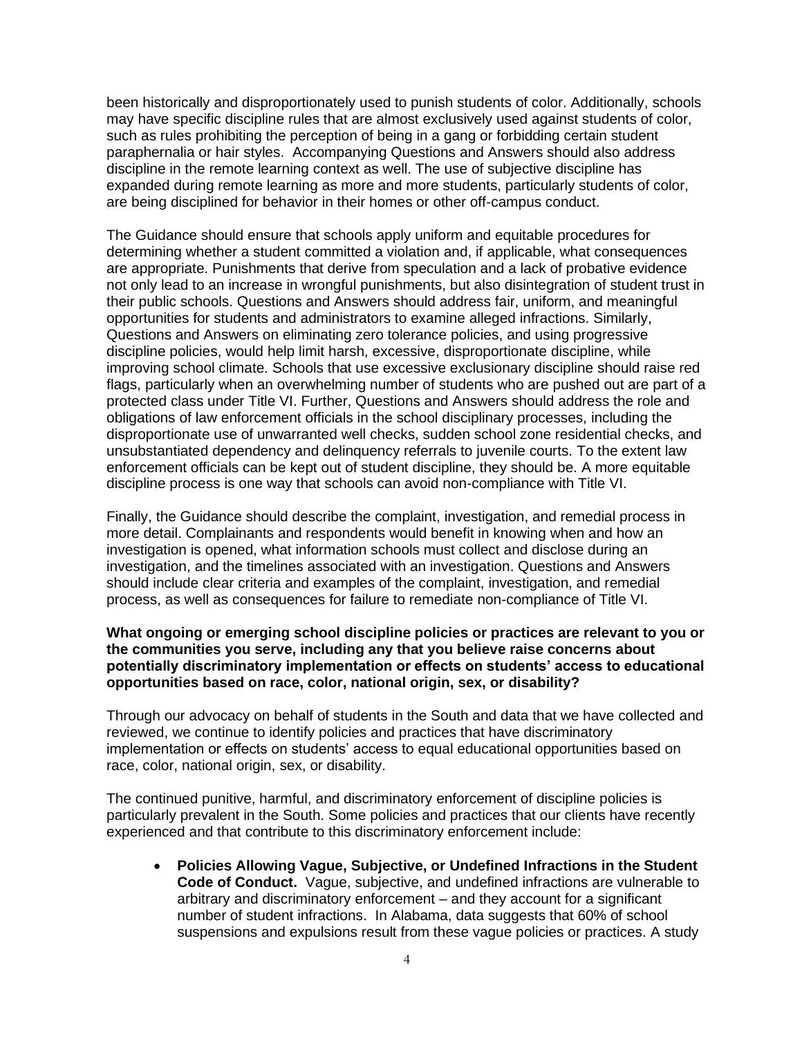been historically and disproportionately used to punish students of color. Additionally, schools may have specific discipline rules that are almost exclusively used against students of color, such as rules prohibiting the perception of being in a gang or forbidding certain student paraphernalia or hair styles. Accompanying Questions and Answers should also address discipline in the remote learning context as well. The use of subjective discipline has expanded during remote learning as more and more students, particularly students of color, are being disciplined for behavior in their homes or other off-campus conduct.

The Guidance should ensure that schools apply uniform and equitable procedures for determining whether a student committed a violation and, if applicable, what consequences are appropriate. Punishments that derive from speculation and a lack of probative evidence not only lead to an increase in wrongful punishments, but also disintegration of student trust in their public schools. Questions and Answers should address fair, uniform, and meaningful opportunities for students and administrators to examine alleged infractions. Similarly, Questions and Answers on eliminating zero tolerance policies, and using progressive discipline policies, would help limit harsh, excessive, disproportionate discipline, while improving school climate. Schools that use excessive exclusionary discipline should raise red flags, particularly when an overwhelming number of students who are pushed out are part of a protected class under Title VI. Further, Questions and Answers should address the role and obligations of law enforcement officials in the school disciplinary processes, including the disproportionate use of unwarranted well checks, sudden school zone residential checks, and unsubstantiated dependency and delinquency referrals to juvenile courts. To the extent law enforcement officials can be kept out of student discipline, they should be. A more equitable discipline process is one way that schools can avoid non-compliance with Title VI.

Finally, the Guidance should describe the complaint, investigation, and remedial process in more detail. Complainants and respondents would benefit in knowing when and how an investigation is opened, what information schools must collect and disclose during an investigation, and the timelines associated with an investigation. Questions and Answers should include clear criteria and examples of the complaint, investigation, and remedial process, as well as consequences for failure to remediate non-compliance of Title VI.

**What ongoing or emerging school discipline policies or practices are relevant to you or the communities you serve, including any that you believe raise concerns about potentially discriminatory implementation or effects on students' access to educational opportunities based on race, color, national origin, sex, or disability?**

Through our advocacy on behalf of students in the South and data that we have collected and reviewed, we continue to identify policies and practices that have discriminatory implementation or effects on students' access to equal educational opportunities based on race, color, national origin, sex, or disability.

The continued punitive, harmful, and discriminatory enforcement of discipline policies is particularly prevalent in the South. Some policies and practices that our clients have recently experienced and that contribute to this discriminatory enforcement include:

- **Policies Allowing Vague, Subjective, or Undefined Infractions in the Student Code of Conduct.** Vague, subjective, and undefined infractions are vulnerable to arbitrary and discriminatory enforcement – and they account for a significant number of student infractions. In Alabama, data suggests that 60% of school suspensions and expulsions result from these vague policies or practices. A study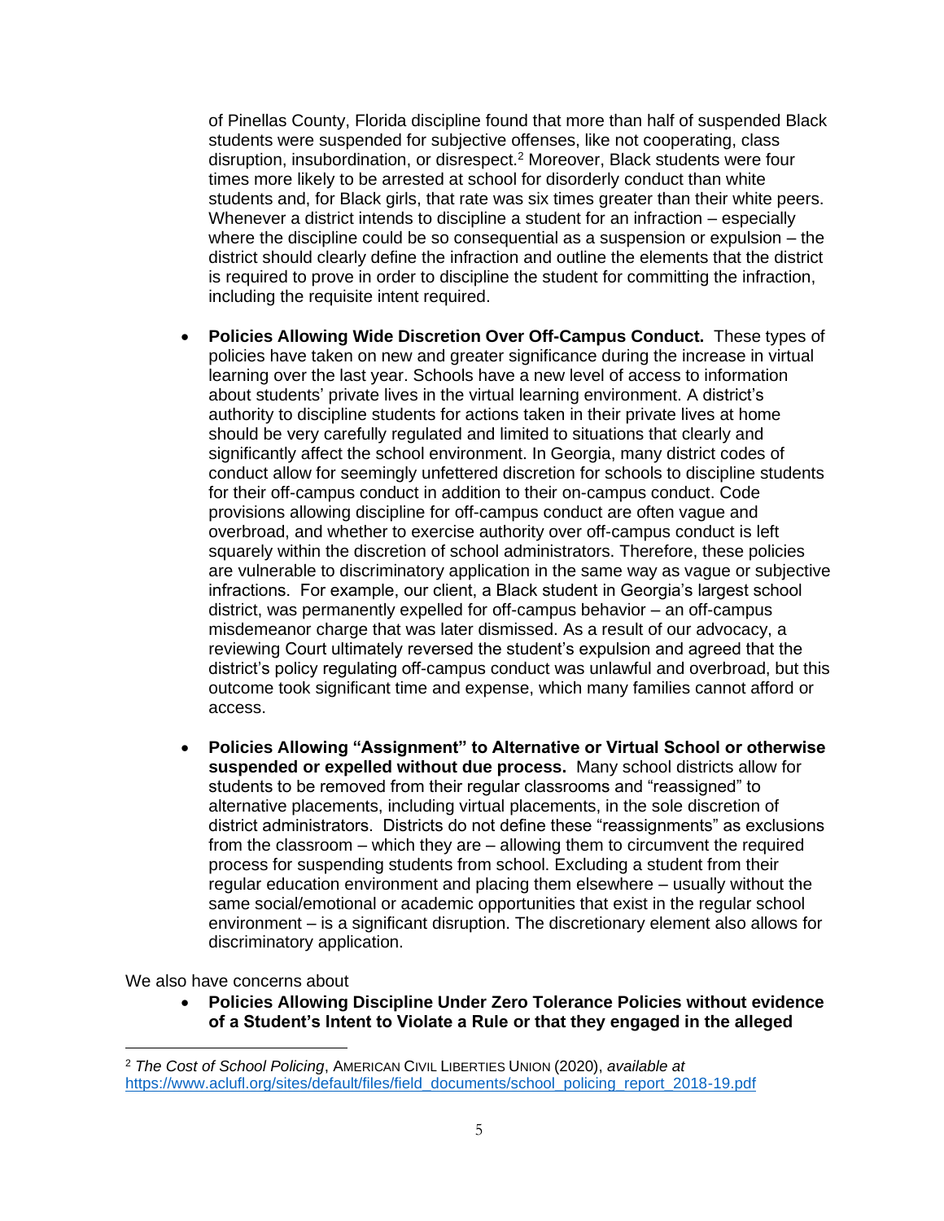of Pinellas County, Florida discipline found that more than half of suspended Black students were suspended for subjective offenses, like not cooperating, class disruption, insubordination, or disrespect.[2] Moreover, Black students were four times more likely to be arrested at school for disorderly conduct than white students and, for Black girls, that rate was six times greater than their white peers. Whenever a district intends to discipline a student for an infraction – especially where the discipline could be so consequential as a suspension or expulsion – the district should clearly define the infraction and outline the elements that the district is required to prove in order to discipline the student for committing the infraction, including the requisite intent required.

- **Policies Allowing Wide Discretion Over Off-Campus Conduct.** These types of policies have taken on new and greater significance during the increase in virtual learning over the last year. Schools have a new level of access to information about students' private lives in the virtual learning environment. A district's authority to discipline students for actions taken in their private lives at home should be very carefully regulated and limited to situations that clearly and significantly affect the school environment. In Georgia, many district codes of conduct allow for seemingly unfettered discretion for schools to discipline students for their off-campus conduct in addition to their on-campus conduct. Code provisions allowing discipline for off-campus conduct are often vague and overbroad, and whether to exercise authority over off-campus conduct is left squarely within the discretion of school administrators. Therefore, these policies are vulnerable to discriminatory application in the same way as vague or subjective infractions. For example, our client, a Black student in Georgia's largest school district, was permanently expelled for off-campus behavior – an off-campus misdemeanor charge that was later dismissed. As a result of our advocacy, a reviewing Court ultimately reversed the student's expulsion and agreed that the district's policy regulating off-campus conduct was unlawful and overbroad, but this outcome took significant time and expense, which many families cannot afford or access.

- **Policies Allowing "Assignment" to Alternative or Virtual School or otherwise suspended or expelled without due process.** Many school districts allow for students to be removed from their regular classrooms and "reassigned" to alternative placements, including virtual placements, in the sole discretion of district administrators. Districts do not define these "reassignments" as exclusions from the classroom – which they are – allowing them to circumvent the required process for suspending students from school. Excluding a student from their regular education environment and placing them elsewhere – usually without the same social/emotional or academic opportunities that exist in the regular school environment – is a significant disruption. The discretionary element also allows for discriminatory application.

We also have concerns about

- **Policies Allowing Discipline Under Zero Tolerance Policies without evidence of a Student's Intent to Violate a Rule or that they engaged in the alleged**

---

[2] *The Cost of School Policing*, AMERICAN CIVIL LIBERTIES UNION (2020), *available at* https://www.aclufl.org/sites/default/files/field_documents/school_policing_report_2018-19.pdf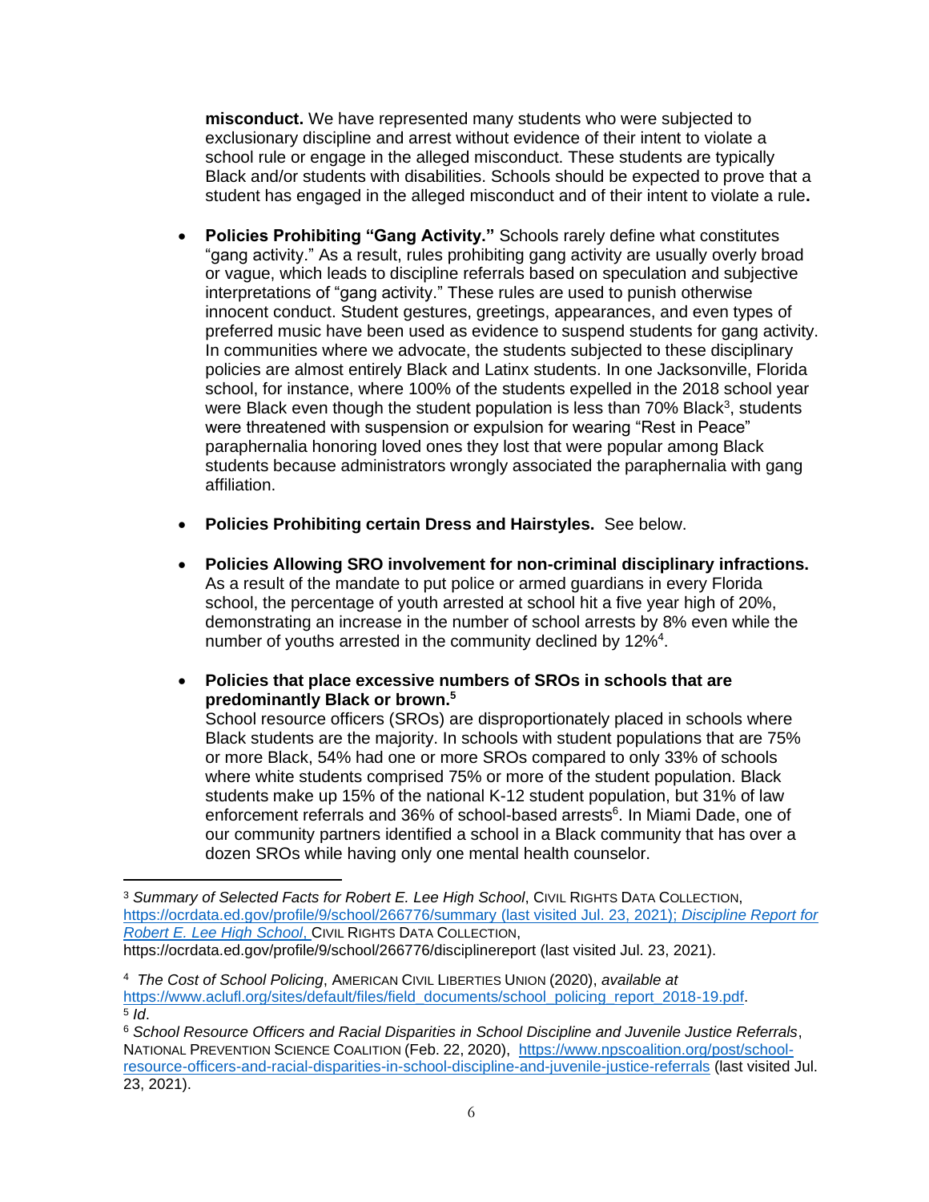**misconduct.** We have represented many students who were subjected to exclusionary discipline and arrest without evidence of their intent to violate a school rule or engage in the alleged misconduct. These students are typically Black and/or students with disabilities. Schools should be expected to prove that a student has engaged in the alleged misconduct and of their intent to violate a rule**.**

- **Policies Prohibiting "Gang Activity."** Schools rarely define what constitutes "gang activity." As a result, rules prohibiting gang activity are usually overly broad or vague, which leads to discipline referrals based on speculation and subjective interpretations of "gang activity." These rules are used to punish otherwise innocent conduct. Student gestures, greetings, appearances, and even types of preferred music have been used as evidence to suspend students for gang activity. In communities where we advocate, the students subjected to these disciplinary policies are almost entirely Black and Latinx students. In one Jacksonville, Florida school, for instance, where 100% of the students expelled in the 2018 school year were Black even though the student population is less than 70% Black[3], students were threatened with suspension or expulsion for wearing "Rest in Peace" paraphernalia honoring loved ones they lost that were popular among Black students because administrators wrongly associated the paraphernalia with gang affiliation.

- **Policies Prohibiting certain Dress and Hairstyles.** See below.

- **Policies Allowing SRO involvement for non-criminal disciplinary infractions.** As a result of the mandate to put police or armed guardians in every Florida school, the percentage of youth arrested at school hit a five year high of 20%, demonstrating an increase in the number of school arrests by 8% even while the number of youths arrested in the community declined by 12%[4].

- **Policies that place excessive numbers of SROs in schools that are predominantly Black or brown.[5]**
  School resource officers (SROs) are disproportionately placed in schools where Black students are the majority. In schools with student populations that are 75% or more Black, 54% had one or more SROs compared to only 33% of schools where white students comprised 75% or more of the student population. Black students make up 15% of the national K-12 student population, but 31% of law enforcement referrals and 36% of school-based arrests[6]. In Miami Dade, one of our community partners identified a school in a Black community that has over a dozen SROs while having only one mental health counselor.

---

[3] *Summary of Selected Facts for Robert E. Lee High School*, CIVIL RIGHTS DATA COLLECTION, https://ocrdata.ed.gov/profile/9/school/266776/summary (last visited Jul. 23, 2021); *Discipline Report for Robert E. Lee High School*, CIVIL RIGHTS DATA COLLECTION, https://ocrdata.ed.gov/profile/9/school/266776/disciplinereport (last visited Jul. 23, 2021).

[4] *The Cost of School Policing*, AMERICAN CIVIL LIBERTIES UNION (2020), *available at* https://www.aclufl.org/sites/default/files/field_documents/school_policing_report_2018-19.pdf.

[5] *Id*.

[6] *School Resource Officers and Racial Disparities in School Discipline and Juvenile Justice Referrals*, NATIONAL PREVENTION SCIENCE COALITION (Feb. 22, 2020), https://www.npscoalition.org/post/school-resource-officers-and-racial-disparities-in-school-discipline-and-juvenile-justice-referrals (last visited Jul. 23, 2021).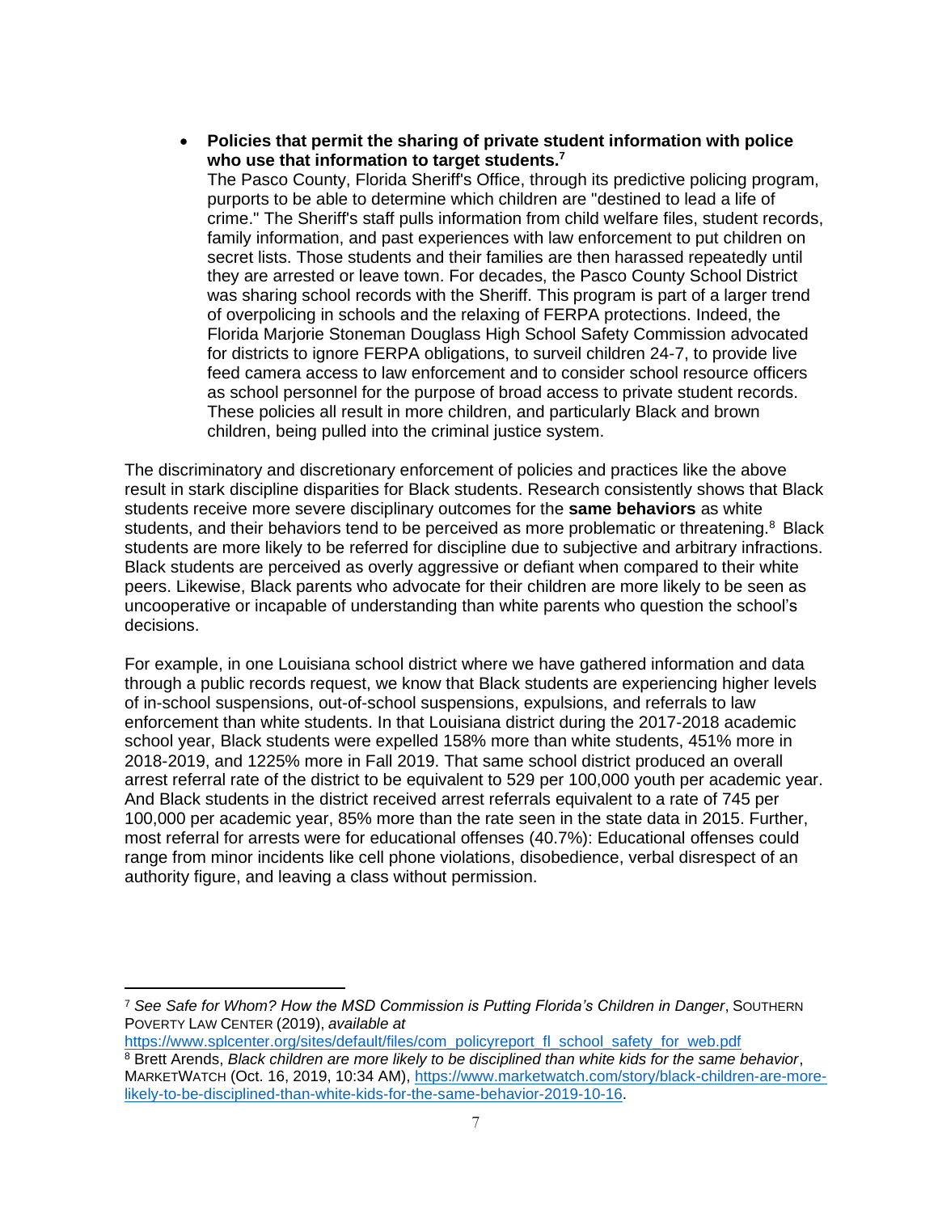- **Policies that permit the sharing of private student information with police who use that information to target students.**[7]
  The Pasco County, Florida Sheriff's Office, through its predictive policing program, purports to be able to determine which children are "destined to lead a life of crime." The Sheriff's staff pulls information from child welfare files, student records, family information, and past experiences with law enforcement to put children on secret lists. Those students and their families are then harassed repeatedly until they are arrested or leave town. For decades, the Pasco County School District was sharing school records with the Sheriff. This program is part of a larger trend of overpolicing in schools and the relaxing of FERPA protections. Indeed, the Florida Marjorie Stoneman Douglass High School Safety Commission advocated for districts to ignore FERPA obligations, to surveil children 24-7, to provide live feed camera access to law enforcement and to consider school resource officers as school personnel for the purpose of broad access to private student records. These policies all result in more children, and particularly Black and brown children, being pulled into the criminal justice system.

The discriminatory and discretionary enforcement of policies and practices like the above result in stark discipline disparities for Black students. Research consistently shows that Black students receive more severe disciplinary outcomes for the **same behaviors** as white students, and their behaviors tend to be perceived as more problematic or threatening.[8] Black students are more likely to be referred for discipline due to subjective and arbitrary infractions. Black students are perceived as overly aggressive or defiant when compared to their white peers. Likewise, Black parents who advocate for their children are more likely to be seen as uncooperative or incapable of understanding than white parents who question the school's decisions.

For example, in one Louisiana school district where we have gathered information and data through a public records request, we know that Black students are experiencing higher levels of in-school suspensions, out-of-school suspensions, expulsions, and referrals to law enforcement than white students. In that Louisiana district during the 2017-2018 academic school year, Black students were expelled 158% more than white students, 451% more in 2018-2019, and 1225% more in Fall 2019. That same school district produced an overall arrest referral rate of the district to be equivalent to 529 per 100,000 youth per academic year. And Black students in the district received arrest referrals equivalent to a rate of 745 per 100,000 per academic year, 85% more than the rate seen in the state data in 2015. Further, most referral for arrests were for educational offenses (40.7%): Educational offenses could range from minor incidents like cell phone violations, disobedience, verbal disrespect of an authority figure, and leaving a class without permission.

---

[7] *See Safe for Whom? How the MSD Commission is Putting Florida's Children in Danger*, SOUTHERN POVERTY LAW CENTER (2019), *available at* https://www.splcenter.org/sites/default/files/com_policyreport_fl_school_safety_for_web.pdf

[8] Brett Arends, *Black children are more likely to be disciplined than white kids for the same behavior*, MARKETWATCH (Oct. 16, 2019, 10:34 AM), https://www.marketwatch.com/story/black-children-are-more-likely-to-be-disciplined-than-white-kids-for-the-same-behavior-2019-10-16.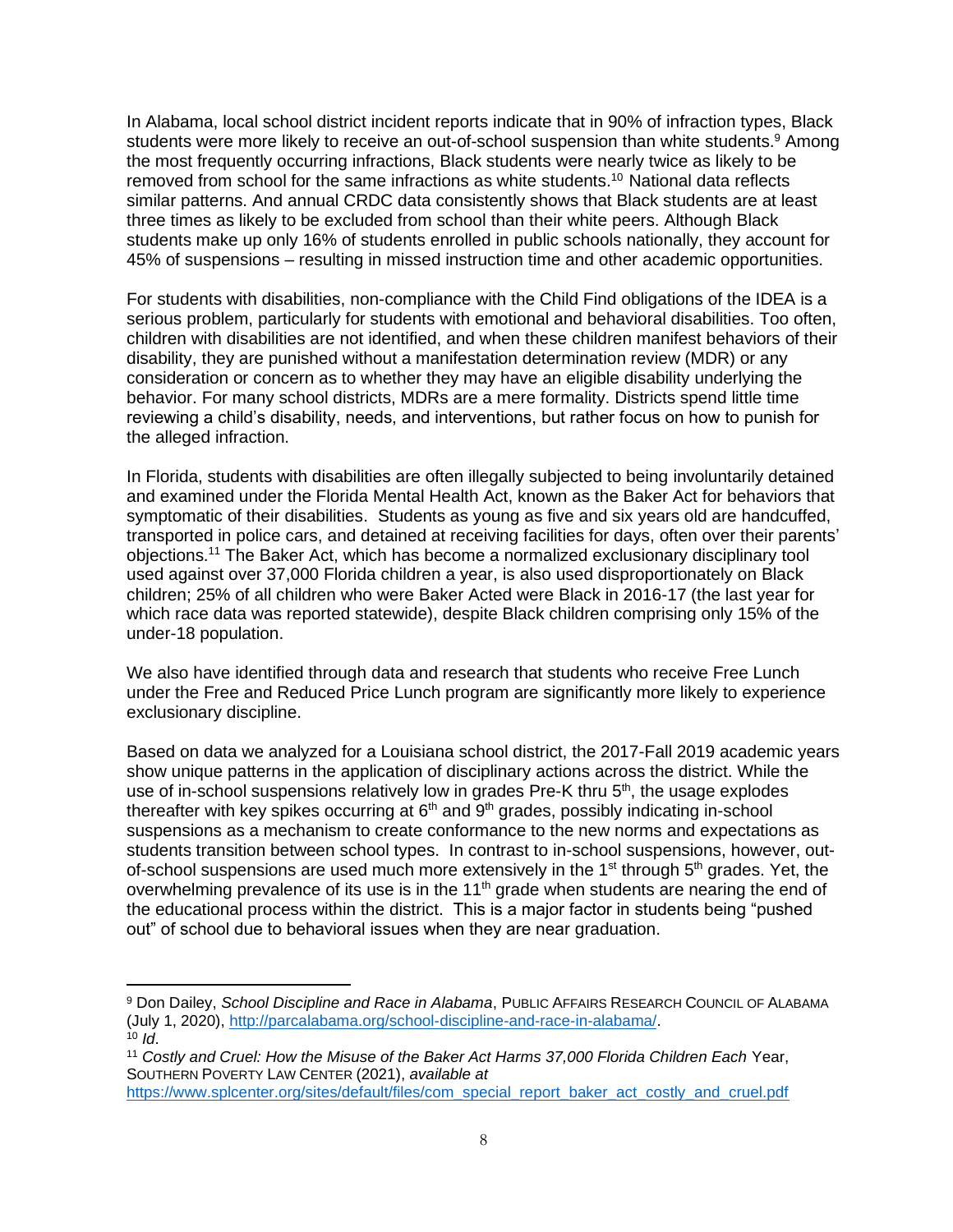In Alabama, local school district incident reports indicate that in 90% of infraction types, Black students were more likely to receive an out-of-school suspension than white students.[9] Among the most frequently occurring infractions, Black students were nearly twice as likely to be removed from school for the same infractions as white students.[10] National data reflects similar patterns. And annual CRDC data consistently shows that Black students are at least three times as likely to be excluded from school than their white peers. Although Black students make up only 16% of students enrolled in public schools nationally, they account for 45% of suspensions – resulting in missed instruction time and other academic opportunities.

For students with disabilities, non-compliance with the Child Find obligations of the IDEA is a serious problem, particularly for students with emotional and behavioral disabilities. Too often, children with disabilities are not identified, and when these children manifest behaviors of their disability, they are punished without a manifestation determination review (MDR) or any consideration or concern as to whether they may have an eligible disability underlying the behavior. For many school districts, MDRs are a mere formality. Districts spend little time reviewing a child's disability, needs, and interventions, but rather focus on how to punish for the alleged infraction.

In Florida, students with disabilities are often illegally subjected to being involuntarily detained and examined under the Florida Mental Health Act, known as the Baker Act for behaviors that symptomatic of their disabilities. Students as young as five and six years old are handcuffed, transported in police cars, and detained at receiving facilities for days, often over their parents' objections.[11] The Baker Act, which has become a normalized exclusionary disciplinary tool used against over 37,000 Florida children a year, is also used disproportionately on Black children; 25% of all children who were Baker Acted were Black in 2016-17 (the last year for which race data was reported statewide), despite Black children comprising only 15% of the under-18 population.

We also have identified through data and research that students who receive Free Lunch under the Free and Reduced Price Lunch program are significantly more likely to experience exclusionary discipline.

Based on data we analyzed for a Louisiana school district, the 2017-Fall 2019 academic years show unique patterns in the application of disciplinary actions across the district. While the use of in-school suspensions relatively low in grades Pre-K thru 5th, the usage explodes thereafter with key spikes occurring at 6th and 9th grades, possibly indicating in-school suspensions as a mechanism to create conformance to the new norms and expectations as students transition between school types. In contrast to in-school suspensions, however, out-of-school suspensions are used much more extensively in the 1st through 5th grades. Yet, the overwhelming prevalence of its use is in the 11th grade when students are nearing the end of the educational process within the district. This is a major factor in students being "pushed out" of school due to behavioral issues when they are near graduation.

---

[9] Don Dailey, *School Discipline and Race in Alabama*, PUBLIC AFFAIRS RESEARCH COUNCIL OF ALABAMA (July 1, 2020), http://parcalabama.org/school-discipline-and-race-in-alabama/.

[10] *Id*.

[11] *Costly and Cruel: How the Misuse of the Baker Act Harms 37,000 Florida Children Each* Year, SOUTHERN POVERTY LAW CENTER (2021), *available at* https://www.splcenter.org/sites/default/files/com_special_report_baker_act_costly_and_cruel.pdf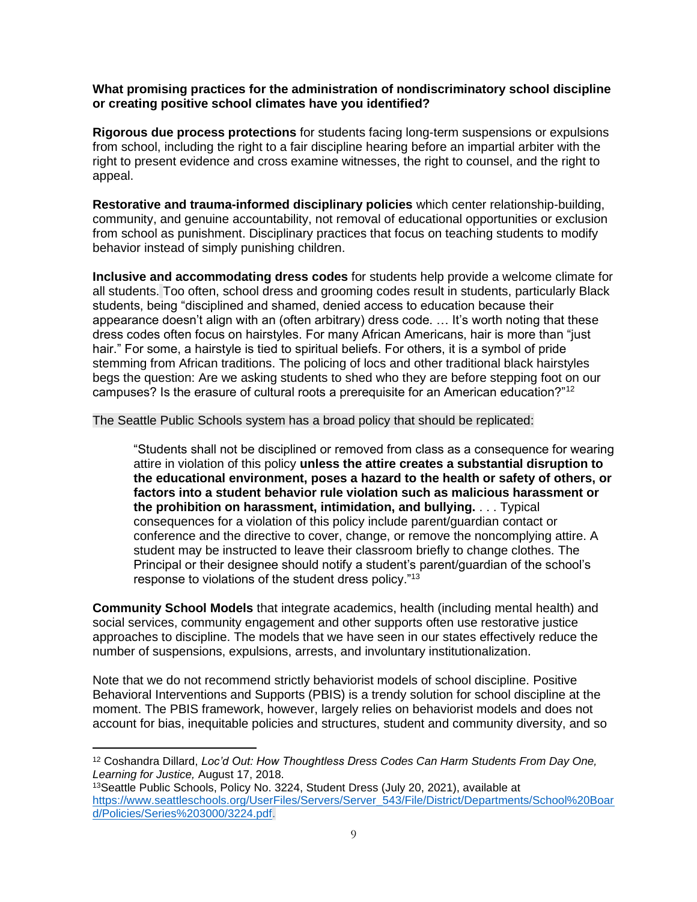**What promising practices for the administration of nondiscriminatory school discipline or creating positive school climates have you identified?**

**Rigorous due process protections** for students facing long-term suspensions or expulsions from school, including the right to a fair discipline hearing before an impartial arbiter with the right to present evidence and cross examine witnesses, the right to counsel, and the right to appeal.

**Restorative and trauma-informed disciplinary policies** which center relationship-building, community, and genuine accountability, not removal of educational opportunities or exclusion from school as punishment. Disciplinary practices that focus on teaching students to modify behavior instead of simply punishing children.

**Inclusive and accommodating dress codes** for students help provide a welcome climate for all students. Too often, school dress and grooming codes result in students, particularly Black students, being "disciplined and shamed, denied access to education because their appearance doesn't align with an (often arbitrary) dress code. … It's worth noting that these dress codes often focus on hairstyles. For many African Americans, hair is more than "just hair." For some, a hairstyle is tied to spiritual beliefs. For others, it is a symbol of pride stemming from African traditions. The policing of locs and other traditional black hairstyles begs the question: Are we asking students to shed who they are before stepping foot on our campuses? Is the erasure of cultural roots a prerequisite for an American education?"[12]

The Seattle Public Schools system has a broad policy that should be replicated:

> "Students shall not be disciplined or removed from class as a consequence for wearing attire in violation of this policy **unless the attire creates a substantial disruption to the educational environment, poses a hazard to the health or safety of others, or factors into a student behavior rule violation such as malicious harassment or the prohibition on harassment, intimidation, and bullying.** . . . Typical consequences for a violation of this policy include parent/guardian contact or conference and the directive to cover, change, or remove the noncomplying attire. A student may be instructed to leave their classroom briefly to change clothes. The Principal or their designee should notify a student's parent/guardian of the school's response to violations of the student dress policy."[13]

**Community School Models** that integrate academics, health (including mental health) and social services, community engagement and other supports often use restorative justice approaches to discipline. The models that we have seen in our states effectively reduce the number of suspensions, expulsions, arrests, and involuntary institutionalization.

Note that we do not recommend strictly behaviorist models of school discipline. Positive Behavioral Interventions and Supports (PBIS) is a trendy solution for school discipline at the moment. The PBIS framework, however, largely relies on behaviorist models and does not account for bias, inequitable policies and structures, student and community diversity, and so

---

[12] Coshandra Dillard, *Loc'd Out: How Thoughtless Dress Codes Can Harm Students From Day One, Learning for Justice,* August 17, 2018.

[13] Seattle Public Schools, Policy No. 3224, Student Dress (July 20, 2021), available at https://www.seattleschools.org/UserFiles/Servers/Server_543/File/District/Departments/School%20Board/Policies/Series%203000/3224.pdf.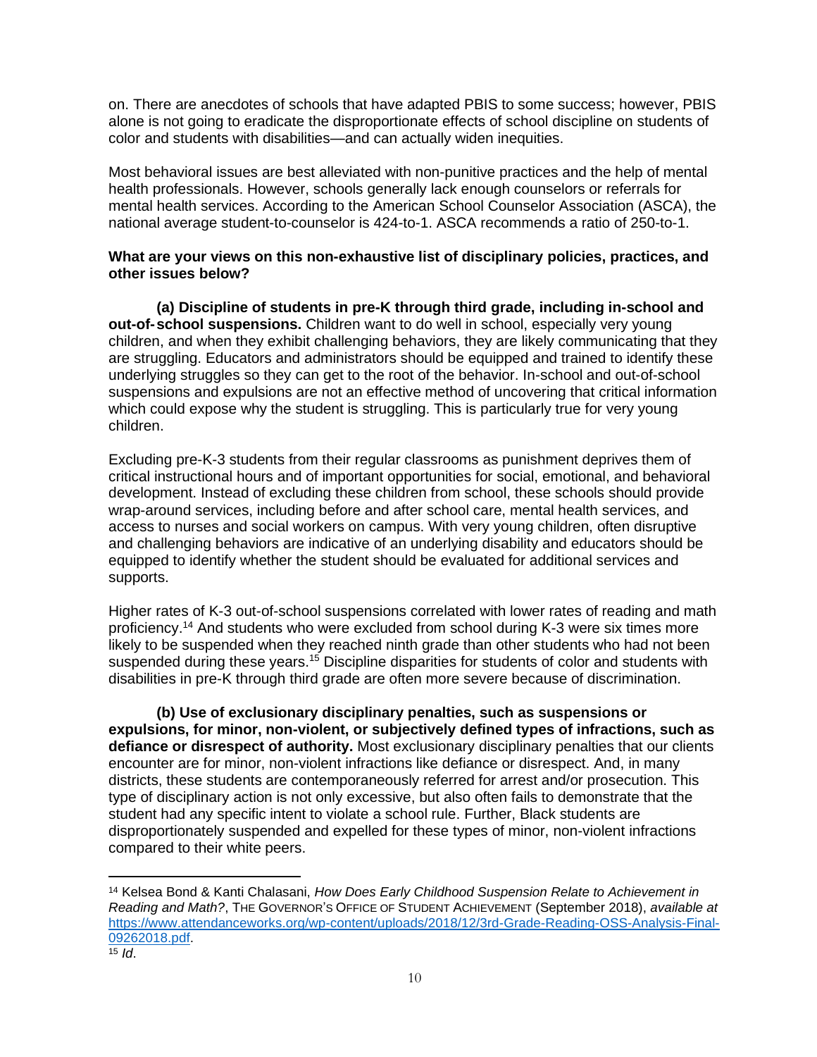on. There are anecdotes of schools that have adapted PBIS to some success; however, PBIS alone is not going to eradicate the disproportionate effects of school discipline on students of color and students with disabilities—and can actually widen inequities.

Most behavioral issues are best alleviated with non-punitive practices and the help of mental health professionals. However, schools generally lack enough counselors or referrals for mental health services. According to the American School Counselor Association (ASCA), the national average student-to-counselor is 424-to-1. ASCA recommends a ratio of 250-to-1.

**What are your views on this non-exhaustive list of disciplinary policies, practices, and other issues below?**

**(a) Discipline of students in pre-K through third grade, including in-school and out-of-school suspensions.** Children want to do well in school, especially very young children, and when they exhibit challenging behaviors, they are likely communicating that they are struggling. Educators and administrators should be equipped and trained to identify these underlying struggles so they can get to the root of the behavior. In-school and out-of-school suspensions and expulsions are not an effective method of uncovering that critical information which could expose why the student is struggling. This is particularly true for very young children.

Excluding pre-K-3 students from their regular classrooms as punishment deprives them of critical instructional hours and of important opportunities for social, emotional, and behavioral development. Instead of excluding these children from school, these schools should provide wrap-around services, including before and after school care, mental health services, and access to nurses and social workers on campus. With very young children, often disruptive and challenging behaviors are indicative of an underlying disability and educators should be equipped to identify whether the student should be evaluated for additional services and supports.

Higher rates of K-3 out-of-school suspensions correlated with lower rates of reading and math proficiency.[14] And students who were excluded from school during K-3 were six times more likely to be suspended when they reached ninth grade than other students who had not been suspended during these years.[15] Discipline disparities for students of color and students with disabilities in pre-K through third grade are often more severe because of discrimination.

**(b) Use of exclusionary disciplinary penalties, such as suspensions or expulsions, for minor, non-violent, or subjectively defined types of infractions, such as defiance or disrespect of authority.** Most exclusionary disciplinary penalties that our clients encounter are for minor, non-violent infractions like defiance or disrespect. And, in many districts, these students are contemporaneously referred for arrest and/or prosecution. This type of disciplinary action is not only excessive, but also often fails to demonstrate that the student had any specific intent to violate a school rule. Further, Black students are disproportionately suspended and expelled for these types of minor, non-violent infractions compared to their white peers.

---

[14] Kelsea Bond & Kanti Chalasani, *How Does Early Childhood Suspension Relate to Achievement in Reading and Math?*, THE GOVERNOR'S OFFICE OF STUDENT ACHIEVEMENT (September 2018), *available at* https://www.attendanceworks.org/wp-content/uploads/2018/12/3rd-Grade-Reading-OSS-Analysis-Final-09262018.pdf.

[15] *Id*.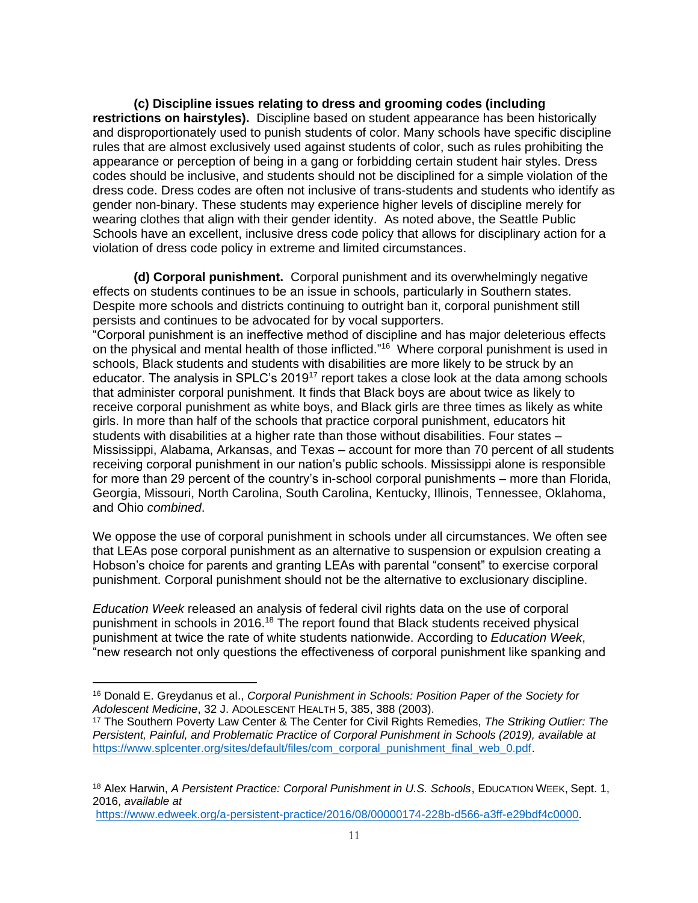**(c) Discipline issues relating to dress and grooming codes (including restrictions on hairstyles).** Discipline based on student appearance has been historically and disproportionately used to punish students of color. Many schools have specific discipline rules that are almost exclusively used against students of color, such as rules prohibiting the appearance or perception of being in a gang or forbidding certain student hair styles. Dress codes should be inclusive, and students should not be disciplined for a simple violation of the dress code. Dress codes are often not inclusive of trans-students and students who identify as gender non-binary. These students may experience higher levels of discipline merely for wearing clothes that align with their gender identity. As noted above, the Seattle Public Schools have an excellent, inclusive dress code policy that allows for disciplinary action for a violation of dress code policy in extreme and limited circumstances.

**(d) Corporal punishment.** Corporal punishment and its overwhelmingly negative effects on students continues to be an issue in schools, particularly in Southern states. Despite more schools and districts continuing to outright ban it, corporal punishment still persists and continues to be advocated for by vocal supporters. "Corporal punishment is an ineffective method of discipline and has major deleterious effects on the physical and mental health of those inflicted."[16] Where corporal punishment is used in schools, Black students and students with disabilities are more likely to be struck by an educator. The analysis in SPLC's 2019[17] report takes a close look at the data among schools that administer corporal punishment. It finds that Black boys are about twice as likely to receive corporal punishment as white boys, and Black girls are three times as likely as white girls. In more than half of the schools that practice corporal punishment, educators hit students with disabilities at a higher rate than those without disabilities. Four states – Mississippi, Alabama, Arkansas, and Texas – account for more than 70 percent of all students receiving corporal punishment in our nation's public schools. Mississippi alone is responsible for more than 29 percent of the country's in-school corporal punishments – more than Florida, Georgia, Missouri, North Carolina, South Carolina, Kentucky, Illinois, Tennessee, Oklahoma, and Ohio *combined*.

We oppose the use of corporal punishment in schools under all circumstances. We often see that LEAs pose corporal punishment as an alternative to suspension or expulsion creating a Hobson's choice for parents and granting LEAs with parental "consent" to exercise corporal punishment. Corporal punishment should not be the alternative to exclusionary discipline.

*Education Week* released an analysis of federal civil rights data on the use of corporal punishment in schools in 2016.[18] The report found that Black students received physical punishment at twice the rate of white students nationwide. According to *Education Week*, "new research not only questions the effectiveness of corporal punishment like spanking and

---

[16] Donald E. Greydanus et al., *Corporal Punishment in Schools: Position Paper of the Society for Adolescent Medicine*, 32 J. ADOLESCENT HEALTH 5, 385, 388 (2003).

[17] The Southern Poverty Law Center & The Center for Civil Rights Remedies, *The Striking Outlier: The Persistent, Painful, and Problematic Practice of Corporal Punishment in Schools (2019), available at* https://www.splcenter.org/sites/default/files/com_corporal_punishment_final_web_0.pdf.

[18] Alex Harwin, *A Persistent Practice: Corporal Punishment in U.S. Schools*, EDUCATION WEEK, Sept. 1, 2016, *available at* https://www.edweek.org/a-persistent-practice/2016/08/00000174-228b-d566-a3ff-e29bdf4c0000.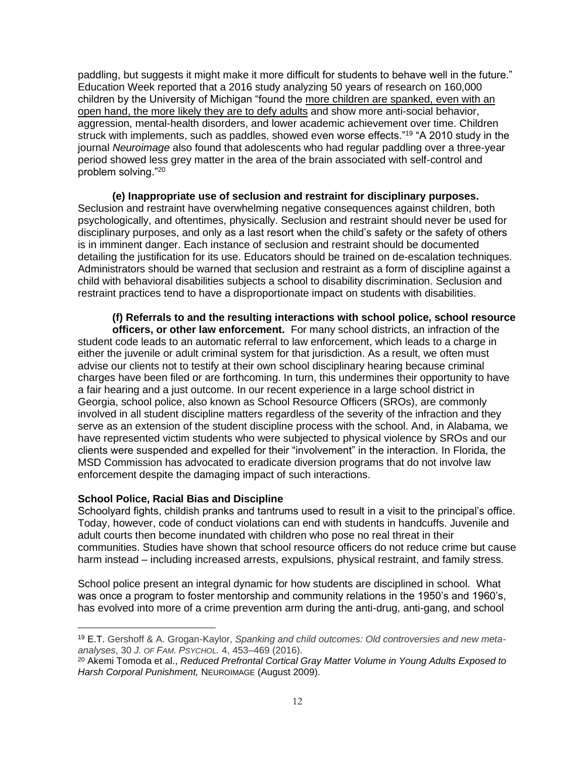paddling, but suggests it might make it more difficult for students to behave well in the future." Education Week reported that a 2016 study analyzing 50 years of research on 160,000 children by the University of Michigan "found the more children are spanked, even with an open hand, the more likely they are to defy adults and show more anti-social behavior, aggression, mental-health disorders, and lower academic achievement over time. Children struck with implements, such as paddles, showed even worse effects."[19] "A 2010 study in the journal *Neuroimage* also found that adolescents who had regular paddling over a three-year period showed less grey matter in the area of the brain associated with self-control and problem solving."[20]

**(e) Inappropriate use of seclusion and restraint for disciplinary purposes.** Seclusion and restraint have overwhelming negative consequences against children, both psychologically, and oftentimes, physically. Seclusion and restraint should never be used for disciplinary purposes, and only as a last resort when the child's safety or the safety of others is in imminent danger. Each instance of seclusion and restraint should be documented detailing the justification for its use. Educators should be trained on de-escalation techniques. Administrators should be warned that seclusion and restraint as a form of discipline against a child with behavioral disabilities subjects a school to disability discrimination. Seclusion and restraint practices tend to have a disproportionate impact on students with disabilities.

**(f) Referrals to and the resulting interactions with school police, school resource officers, or other law enforcement.** For many school districts, an infraction of the student code leads to an automatic referral to law enforcement, which leads to a charge in either the juvenile or adult criminal system for that jurisdiction. As a result, we often must advise our clients not to testify at their own school disciplinary hearing because criminal charges have been filed or are forthcoming. In turn, this undermines their opportunity to have a fair hearing and a just outcome. In our recent experience in a large school district in Georgia, school police, also known as School Resource Officers (SROs), are commonly involved in all student discipline matters regardless of the severity of the infraction and they serve as an extension of the student discipline process with the school. And, in Alabama, we have represented victim students who were subjected to physical violence by SROs and our clients were suspended and expelled for their "involvement" in the interaction. In Florida, the MSD Commission has advocated to eradicate diversion programs that do not involve law enforcement despite the damaging impact of such interactions.

**School Police, Racial Bias and Discipline**

Schoolyard fights, childish pranks and tantrums used to result in a visit to the principal's office. Today, however, code of conduct violations can end with students in handcuffs. Juvenile and adult courts then become inundated with children who pose no real threat in their communities. Studies have shown that school resource officers do not reduce crime but cause harm instead – including increased arrests, expulsions, physical restraint, and family stress.

School police present an integral dynamic for how students are disciplined in school. What was once a program to foster mentorship and community relations in the 1950's and 1960's, has evolved into more of a crime prevention arm during the anti-drug, anti-gang, and school

---

[19] E.T. Gershoff & A. Grogan-Kaylor, *Spanking and child outcomes: Old controversies and new meta-analyses*, 30 *J. of Fam. Psychol.* 4, 453–469 (2016).

[20] Akemi Tomoda et al., *Reduced Prefrontal Cortical Gray Matter Volume in Young Adults Exposed to Harsh Corporal Punishment,* Neuroimage (August 2009).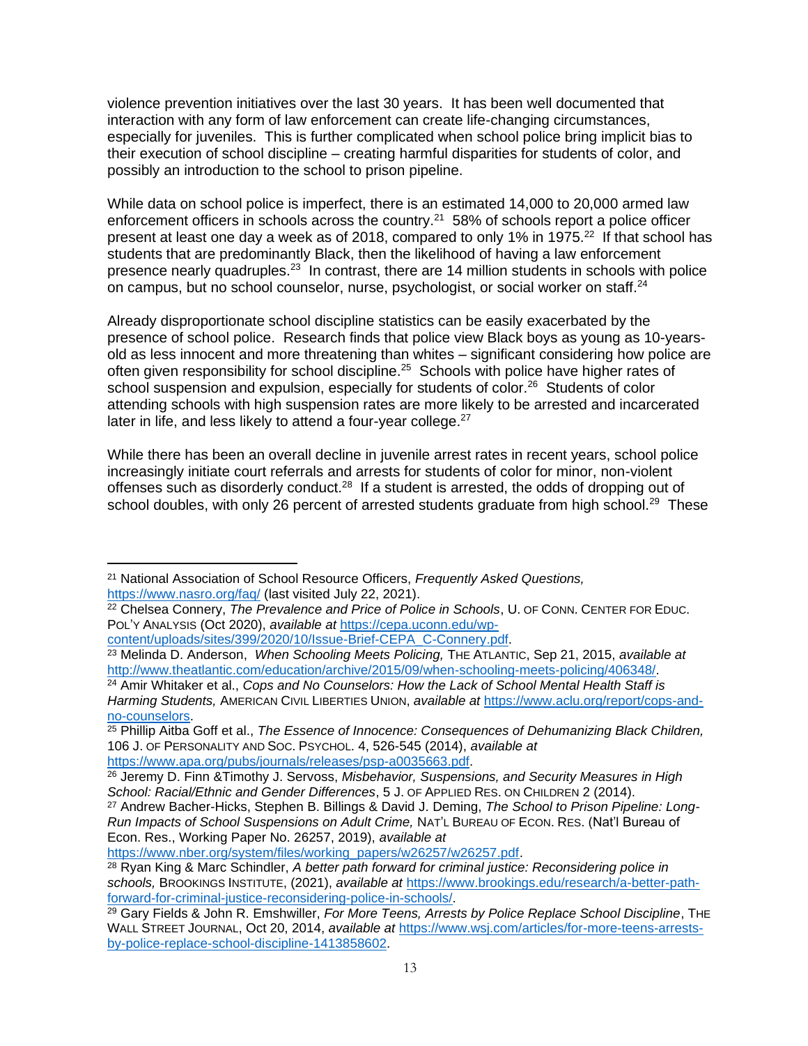violence prevention initiatives over the last 30 years. It has been well documented that interaction with any form of law enforcement can create life-changing circumstances, especially for juveniles. This is further complicated when school police bring implicit bias to their execution of school discipline – creating harmful disparities for students of color, and possibly an introduction to the school to prison pipeline.

While data on school police is imperfect, there is an estimated 14,000 to 20,000 armed law enforcement officers in schools across the country.[21] 58% of schools report a police officer present at least one day a week as of 2018, compared to only 1% in 1975.[22] If that school has students that are predominantly Black, then the likelihood of having a law enforcement presence nearly quadruples.[23] In contrast, there are 14 million students in schools with police on campus, but no school counselor, nurse, psychologist, or social worker on staff.[24]

Already disproportionate school discipline statistics can be easily exacerbated by the presence of school police. Research finds that police view Black boys as young as 10-years-old as less innocent and more threatening than whites – significant considering how police are often given responsibility for school discipline.[25] Schools with police have higher rates of school suspension and expulsion, especially for students of color.[26] Students of color attending schools with high suspension rates are more likely to be arrested and incarcerated later in life, and less likely to attend a four-year college.[27]

While there has been an overall decline in juvenile arrest rates in recent years, school police increasingly initiate court referrals and arrests for students of color for minor, non-violent offenses such as disorderly conduct.[28] If a student is arrested, the odds of dropping out of school doubles, with only 26 percent of arrested students graduate from high school.[29] These

---

[21] National Association of School Resource Officers, *Frequently Asked Questions,* https://www.nasro.org/faq/ (last visited July 22, 2021).

[22] Chelsea Connery, *The Prevalence and Price of Police in Schools*, U. OF CONN. CENTER FOR EDUC. POL'Y ANALYSIS (Oct 2020), *available at* https://cepa.uconn.edu/wp-content/uploads/sites/399/2020/10/Issue-Brief-CEPA_C-Connery.pdf.

[23] Melinda D. Anderson, *When Schooling Meets Policing,* THE ATLANTIC, Sep 21, 2015, *available at* http://www.theatlantic.com/education/archive/2015/09/when-schooling-meets-policing/406348/.

[24] Amir Whitaker et al., *Cops and No Counselors: How the Lack of School Mental Health Staff is Harming Students,* AMERICAN CIVIL LIBERTIES UNION, *available at* https://www.aclu.org/report/cops-and-no-counselors.

[25] Phillip Aitba Goff et al., *The Essence of Innocence: Consequences of Dehumanizing Black Children,* 106 J. OF PERSONALITY AND SOC. PSYCHOL. 4, 526-545 (2014), *available at* https://www.apa.org/pubs/journals/releases/psp-a0035663.pdf.

[26] Jeremy D. Finn &Timothy J. Servoss, *Misbehavior, Suspensions, and Security Measures in High School: Racial/Ethnic and Gender Differences*, 5 J. OF APPLIED RES. ON CHILDREN 2 (2014).

[27] Andrew Bacher-Hicks, Stephen B. Billings & David J. Deming, *The School to Prison Pipeline: Long-Run Impacts of School Suspensions on Adult Crime,* NAT'L BUREAU OF ECON. RES. (Nat'l Bureau of Econ. Res., Working Paper No. 26257, 2019), *available at* https://www.nber.org/system/files/working_papers/w26257/w26257.pdf.

[28] Ryan King & Marc Schindler, *A better path forward for criminal justice: Reconsidering police in schools,* BROOKINGS INSTITUTE, (2021), *available at* https://www.brookings.edu/research/a-better-path-forward-for-criminal-justice-reconsidering-police-in-schools/.

[29] Gary Fields & John R. Emshwiller, *For More Teens, Arrests by Police Replace School Discipline*, THE WALL STREET JOURNAL, Oct 20, 2014, *available at* https://www.wsj.com/articles/for-more-teens-arrests-by-police-replace-school-discipline-1413858602.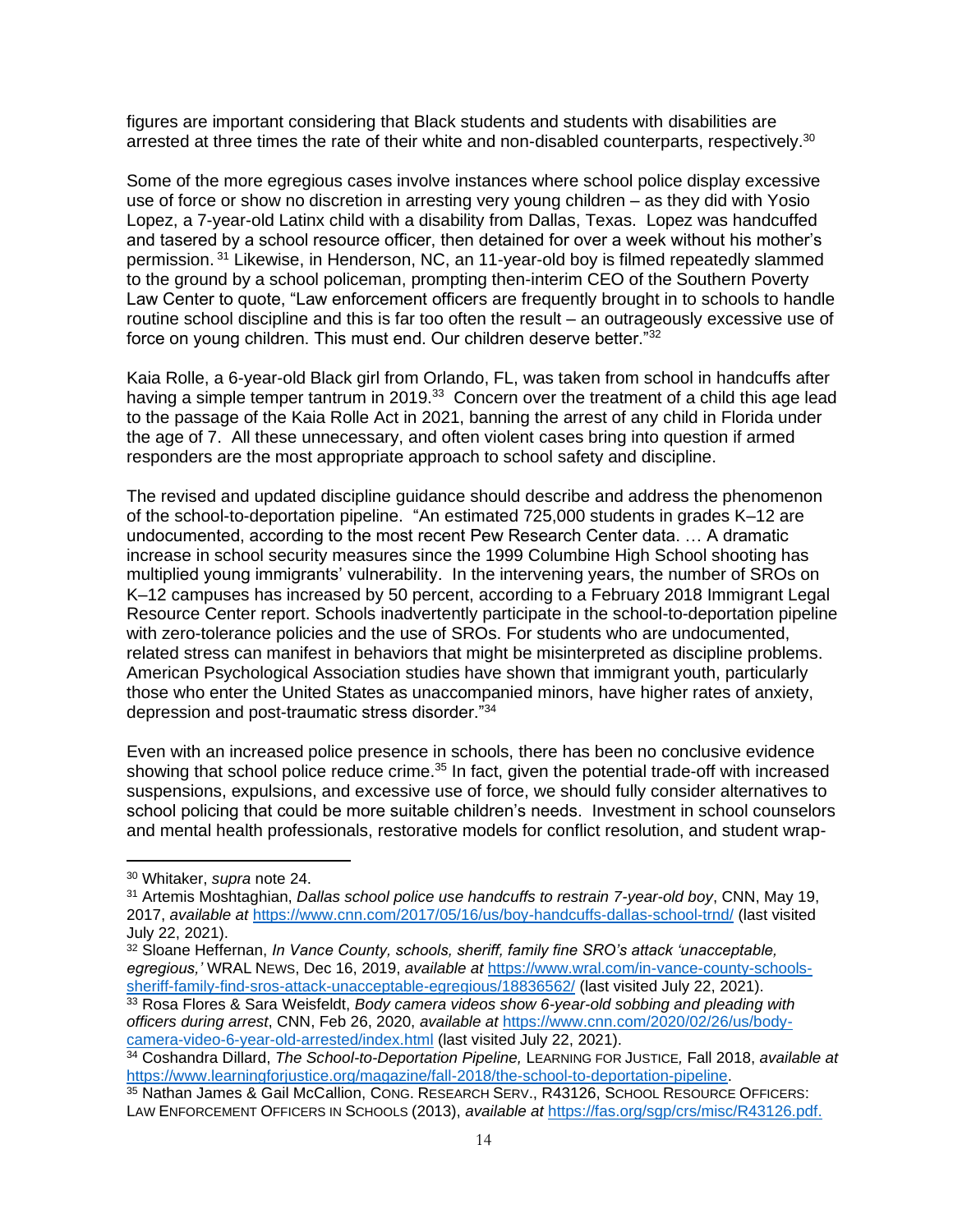figures are important considering that Black students and students with disabilities are arrested at three times the rate of their white and non-disabled counterparts, respectively.[30]

Some of the more egregious cases involve instances where school police display excessive use of force or show no discretion in arresting very young children – as they did with Yosio Lopez, a 7-year-old Latinx child with a disability from Dallas, Texas. Lopez was handcuffed and tasered by a school resource officer, then detained for over a week without his mother's permission.[31] Likewise, in Henderson, NC, an 11-year-old boy is filmed repeatedly slammed to the ground by a school policeman, prompting then-interim CEO of the Southern Poverty Law Center to quote, "Law enforcement officers are frequently brought in to schools to handle routine school discipline and this is far too often the result – an outrageously excessive use of force on young children. This must end. Our children deserve better."[32]

Kaia Rolle, a 6-year-old Black girl from Orlando, FL, was taken from school in handcuffs after having a simple temper tantrum in 2019.[33] Concern over the treatment of a child this age lead to the passage of the Kaia Rolle Act in 2021, banning the arrest of any child in Florida under the age of 7. All these unnecessary, and often violent cases bring into question if armed responders are the most appropriate approach to school safety and discipline.

The revised and updated discipline guidance should describe and address the phenomenon of the school-to-deportation pipeline. "An estimated 725,000 students in grades K–12 are undocumented, according to the most recent Pew Research Center data. … A dramatic increase in school security measures since the 1999 Columbine High School shooting has multiplied young immigrants' vulnerability. In the intervening years, the number of SROs on K–12 campuses has increased by 50 percent, according to a February 2018 Immigrant Legal Resource Center report. Schools inadvertently participate in the school-to-deportation pipeline with zero-tolerance policies and the use of SROs. For students who are undocumented, related stress can manifest in behaviors that might be misinterpreted as discipline problems. American Psychological Association studies have shown that immigrant youth, particularly those who enter the United States as unaccompanied minors, have higher rates of anxiety, depression and post-traumatic stress disorder."[34]

Even with an increased police presence in schools, there has been no conclusive evidence showing that school police reduce crime.[35] In fact, given the potential trade-off with increased suspensions, expulsions, and excessive use of force, we should fully consider alternatives to school policing that could be more suitable children's needs. Investment in school counselors and mental health professionals, restorative models for conflict resolution, and student wrap-

---

[30] Whitaker, *supra* note 24.

[31] Artemis Moshtaghian, *Dallas school police use handcuffs to restrain 7-year-old boy*, CNN, May 19, 2017, *available at* https://www.cnn.com/2017/05/16/us/boy-handcuffs-dallas-school-trnd/ (last visited July 22, 2021).

[32] Sloane Heffernan, *In Vance County, schools, sheriff, family fine SRO's attack 'unacceptable, egregious,'* WRAL NEWS, Dec 16, 2019, *available at* https://www.wral.com/in-vance-county-schools-sheriff-family-find-sros-attack-unacceptable-egregious/18836562/ (last visited July 22, 2021).

[33] Rosa Flores & Sara Weisfeldt, *Body camera videos show 6-year-old sobbing and pleading with officers during arrest*, CNN, Feb 26, 2020, *available at* https://www.cnn.com/2020/02/26/us/body-camera-video-6-year-old-arrested/index.html (last visited July 22, 2021).

[34] Coshandra Dillard, *The School-to-Deportation Pipeline,* LEARNING FOR JUSTICE, Fall 2018, *available at* https://www.learningforjustice.org/magazine/fall-2018/the-school-to-deportation-pipeline.

[35] Nathan James & Gail McCallion, CONG. RESEARCH SERV., R43126, SCHOOL RESOURCE OFFICERS: LAW ENFORCEMENT OFFICERS IN SCHOOLS (2013), *available at* https://fas.org/sgp/crs/misc/R43126.pdf.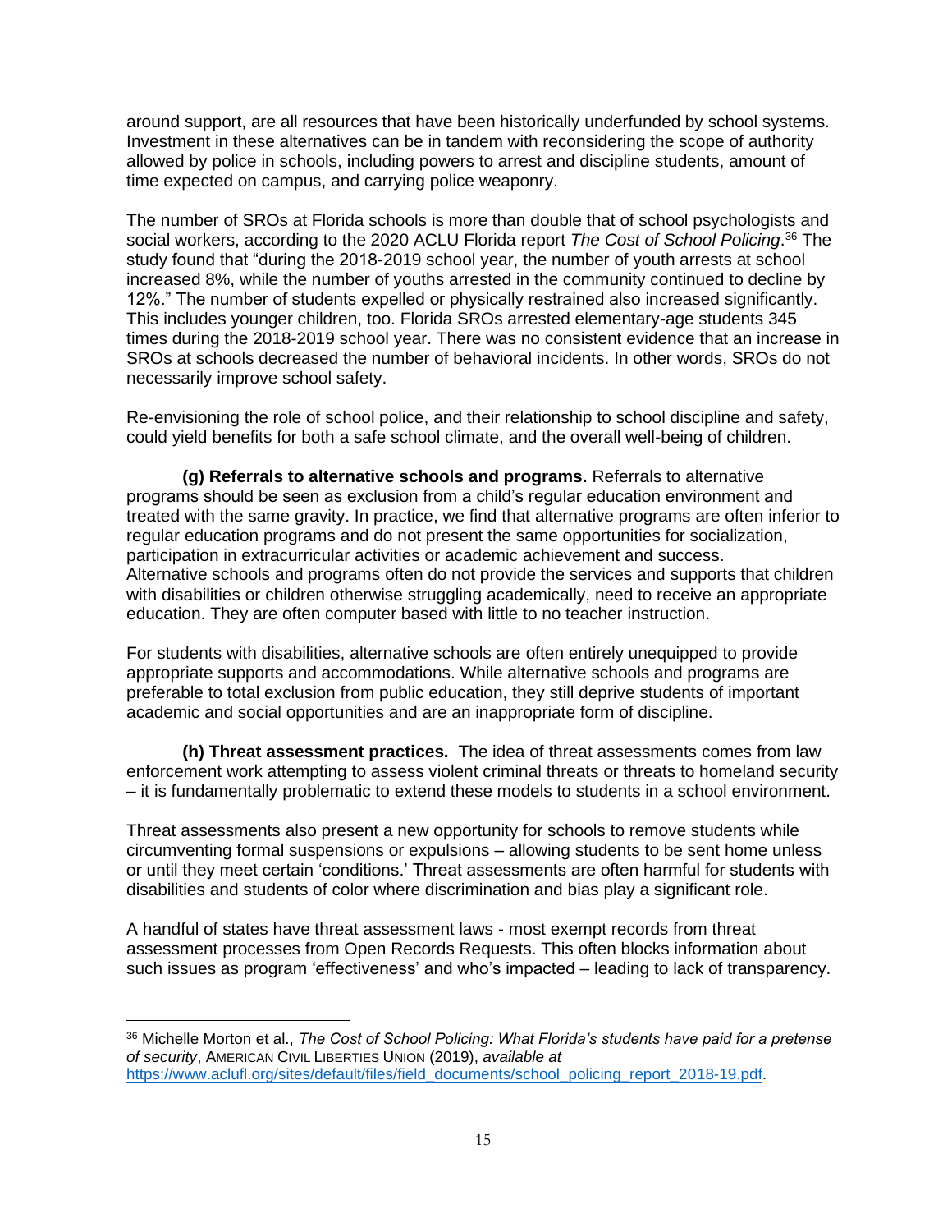around support, are all resources that have been historically underfunded by school systems. Investment in these alternatives can be in tandem with reconsidering the scope of authority allowed by police in schools, including powers to arrest and discipline students, amount of time expected on campus, and carrying police weaponry.

The number of SROs at Florida schools is more than double that of school psychologists and social workers, according to the 2020 ACLU Florida report *The Cost of School Policing*.[36] The study found that "during the 2018-2019 school year, the number of youth arrests at school increased 8%, while the number of youths arrested in the community continued to decline by 12%." The number of students expelled or physically restrained also increased significantly. This includes younger children, too. Florida SROs arrested elementary-age students 345 times during the 2018-2019 school year. There was no consistent evidence that an increase in SROs at schools decreased the number of behavioral incidents. In other words, SROs do not necessarily improve school safety.

Re-envisioning the role of school police, and their relationship to school discipline and safety, could yield benefits for both a safe school climate, and the overall well-being of children.

**(g) Referrals to alternative schools and programs.** Referrals to alternative programs should be seen as exclusion from a child's regular education environment and treated with the same gravity. In practice, we find that alternative programs are often inferior to regular education programs and do not present the same opportunities for socialization, participation in extracurricular activities or academic achievement and success. Alternative schools and programs often do not provide the services and supports that children with disabilities or children otherwise struggling academically, need to receive an appropriate education. They are often computer based with little to no teacher instruction.

For students with disabilities, alternative schools are often entirely unequipped to provide appropriate supports and accommodations. While alternative schools and programs are preferable to total exclusion from public education, they still deprive students of important academic and social opportunities and are an inappropriate form of discipline.

**(h) Threat assessment practices.** The idea of threat assessments comes from law enforcement work attempting to assess violent criminal threats or threats to homeland security – it is fundamentally problematic to extend these models to students in a school environment.

Threat assessments also present a new opportunity for schools to remove students while circumventing formal suspensions or expulsions – allowing students to be sent home unless or until they meet certain 'conditions.' Threat assessments are often harmful for students with disabilities and students of color where discrimination and bias play a significant role.

A handful of states have threat assessment laws - most exempt records from threat assessment processes from Open Records Requests. This often blocks information about such issues as program 'effectiveness' and who's impacted – leading to lack of transparency.

---

[36] Michelle Morton et al., *The Cost of School Policing: What Florida's students have paid for a pretense of security*, AMERICAN CIVIL LIBERTIES UNION (2019), *available at* https://www.aclufl.org/sites/default/files/field_documents/school_policing_report_2018-19.pdf.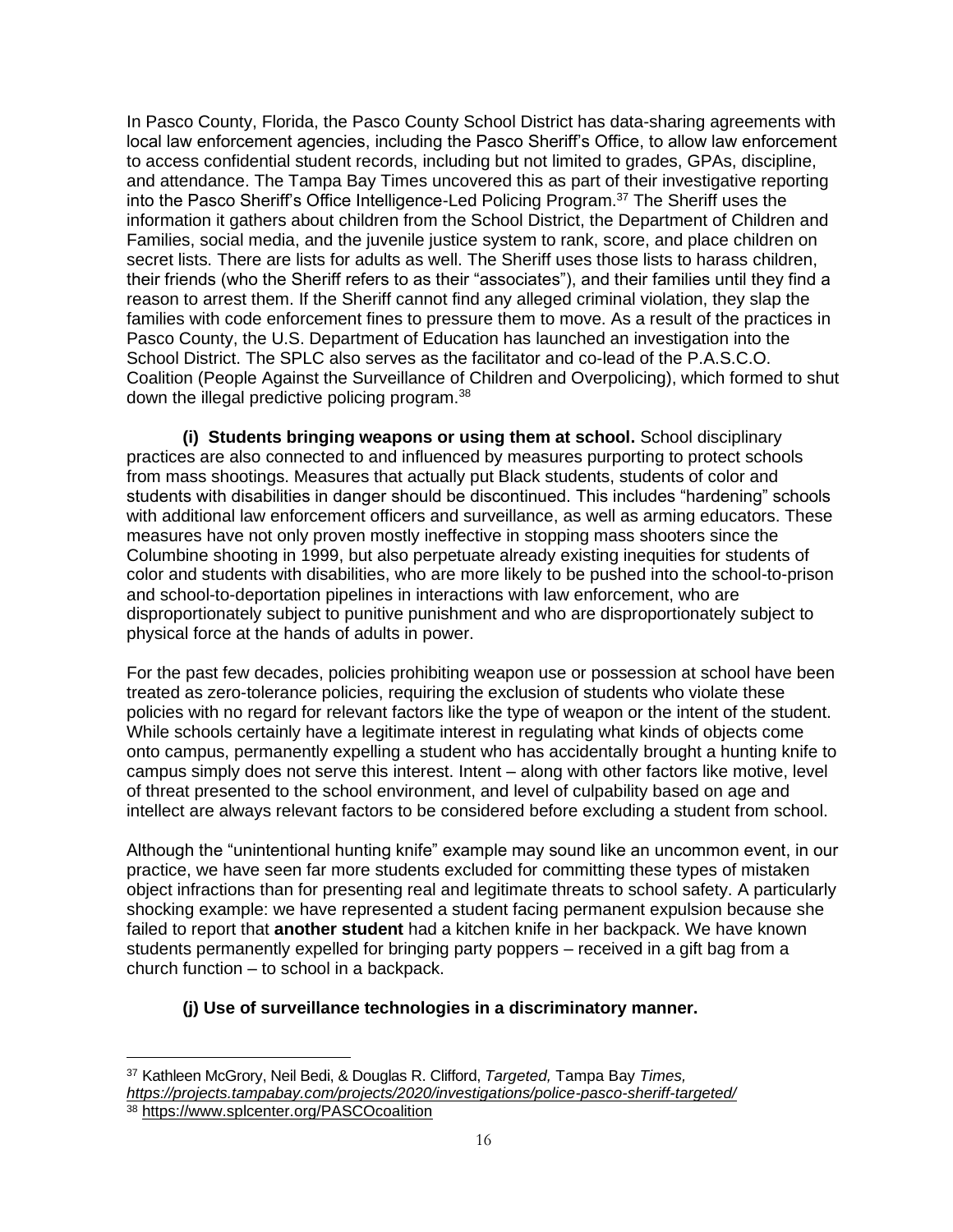In Pasco County, Florida, the Pasco County School District has data-sharing agreements with local law enforcement agencies, including the Pasco Sheriff's Office, to allow law enforcement to access confidential student records, including but not limited to grades, GPAs, discipline, and attendance. The Tampa Bay Times uncovered this as part of their investigative reporting into the Pasco Sheriff's Office Intelligence-Led Policing Program.[37] The Sheriff uses the information it gathers about children from the School District, the Department of Children and Families, social media, and the juvenile justice system to rank, score, and place children on secret lists. There are lists for adults as well. The Sheriff uses those lists to harass children, their friends (who the Sheriff refers to as their "associates"), and their families until they find a reason to arrest them. If the Sheriff cannot find any alleged criminal violation, they slap the families with code enforcement fines to pressure them to move. As a result of the practices in Pasco County, the U.S. Department of Education has launched an investigation into the School District. The SPLC also serves as the facilitator and co-lead of the P.A.S.C.O. Coalition (People Against the Surveillance of Children and Overpolicing), which formed to shut down the illegal predictive policing program.[38]

**(i) Students bringing weapons or using them at school.** School disciplinary practices are also connected to and influenced by measures purporting to protect schools from mass shootings. Measures that actually put Black students, students of color and students with disabilities in danger should be discontinued. This includes "hardening" schools with additional law enforcement officers and surveillance, as well as arming educators. These measures have not only proven mostly ineffective in stopping mass shooters since the Columbine shooting in 1999, but also perpetuate already existing inequities for students of color and students with disabilities, who are more likely to be pushed into the school-to-prison and school-to-deportation pipelines in interactions with law enforcement, who are disproportionately subject to punitive punishment and who are disproportionately subject to physical force at the hands of adults in power.

For the past few decades, policies prohibiting weapon use or possession at school have been treated as zero-tolerance policies, requiring the exclusion of students who violate these policies with no regard for relevant factors like the type of weapon or the intent of the student. While schools certainly have a legitimate interest in regulating what kinds of objects come onto campus, permanently expelling a student who has accidentally brought a hunting knife to campus simply does not serve this interest. Intent – along with other factors like motive, level of threat presented to the school environment, and level of culpability based on age and intellect are always relevant factors to be considered before excluding a student from school.

Although the "unintentional hunting knife" example may sound like an uncommon event, in our practice, we have seen far more students excluded for committing these types of mistaken object infractions than for presenting real and legitimate threats to school safety. A particularly shocking example: we have represented a student facing permanent expulsion because she failed to report that **another student** had a kitchen knife in her backpack. We have known students permanently expelled for bringing party poppers – received in a gift bag from a church function – to school in a backpack.

**(j) Use of surveillance technologies in a discriminatory manner.**

---

[37] Kathleen McGrory, Neil Bedi, & Douglas R. Clifford, *Targeted,* Tampa Bay *Times,* *https://projects.tampabay.com/projects/2020/investigations/police-pasco-sheriff-targeted/*

[38] https://www.splcenter.org/PASCOcoalition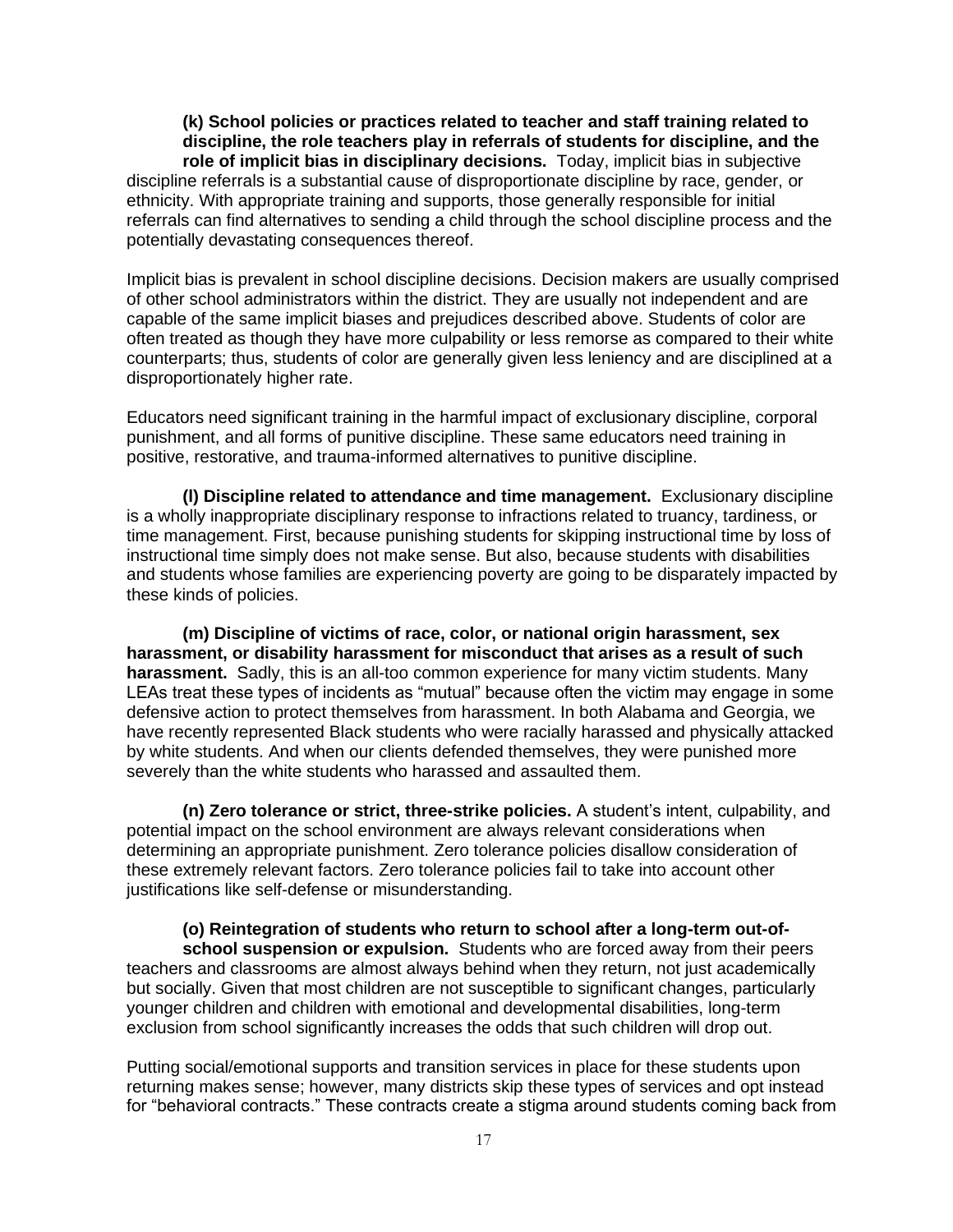**(k) School policies or practices related to teacher and staff training related to discipline, the role teachers play in referrals of students for discipline, and the role of implicit bias in disciplinary decisions.** Today, implicit bias in subjective discipline referrals is a substantial cause of disproportionate discipline by race, gender, or ethnicity. With appropriate training and supports, those generally responsible for initial referrals can find alternatives to sending a child through the school discipline process and the potentially devastating consequences thereof.

Implicit bias is prevalent in school discipline decisions. Decision makers are usually comprised of other school administrators within the district. They are usually not independent and are capable of the same implicit biases and prejudices described above. Students of color are often treated as though they have more culpability or less remorse as compared to their white counterparts; thus, students of color are generally given less leniency and are disciplined at a disproportionately higher rate.

Educators need significant training in the harmful impact of exclusionary discipline, corporal punishment, and all forms of punitive discipline. These same educators need training in positive, restorative, and trauma-informed alternatives to punitive discipline.

**(l) Discipline related to attendance and time management.** Exclusionary discipline is a wholly inappropriate disciplinary response to infractions related to truancy, tardiness, or time management. First, because punishing students for skipping instructional time by loss of instructional time simply does not make sense. But also, because students with disabilities and students whose families are experiencing poverty are going to be disparately impacted by these kinds of policies.

**(m) Discipline of victims of race, color, or national origin harassment, sex harassment, or disability harassment for misconduct that arises as a result of such harassment.** Sadly, this is an all-too common experience for many victim students. Many LEAs treat these types of incidents as "mutual" because often the victim may engage in some defensive action to protect themselves from harassment. In both Alabama and Georgia, we have recently represented Black students who were racially harassed and physically attacked by white students. And when our clients defended themselves, they were punished more severely than the white students who harassed and assaulted them.

**(n) Zero tolerance or strict, three-strike policies.** A student's intent, culpability, and potential impact on the school environment are always relevant considerations when determining an appropriate punishment. Zero tolerance policies disallow consideration of these extremely relevant factors. Zero tolerance policies fail to take into account other justifications like self-defense or misunderstanding.

**(o) Reintegration of students who return to school after a long-term out-of-school suspension or expulsion.** Students who are forced away from their peers teachers and classrooms are almost always behind when they return, not just academically but socially. Given that most children are not susceptible to significant changes, particularly younger children and children with emotional and developmental disabilities, long-term exclusion from school significantly increases the odds that such children will drop out.

Putting social/emotional supports and transition services in place for these students upon returning makes sense; however, many districts skip these types of services and opt instead for "behavioral contracts." These contracts create a stigma around students coming back from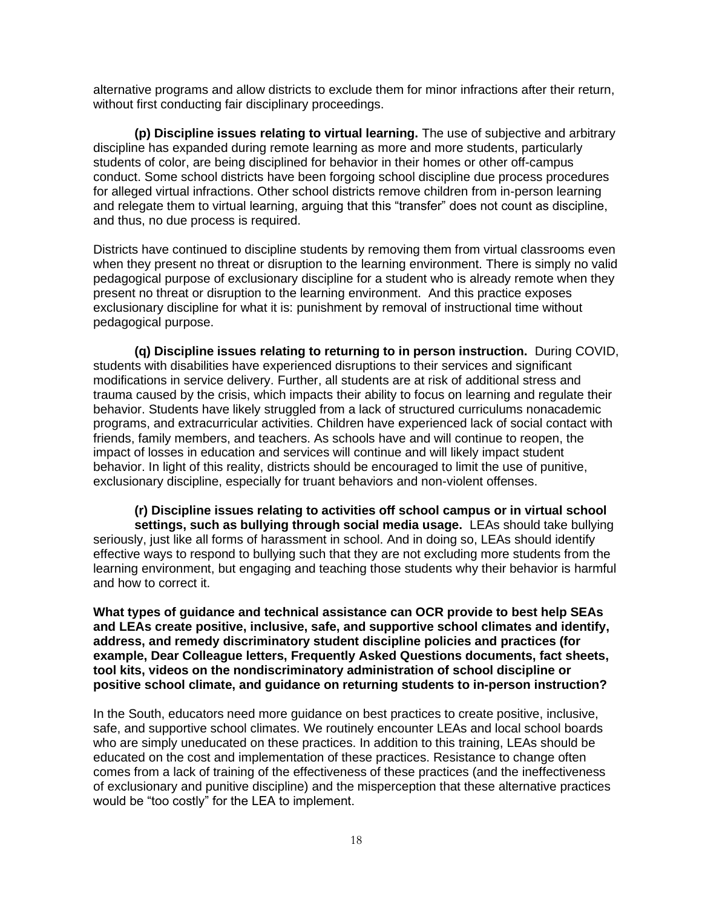alternative programs and allow districts to exclude them for minor infractions after their return, without first conducting fair disciplinary proceedings.

**(p) Discipline issues relating to virtual learning.** The use of subjective and arbitrary discipline has expanded during remote learning as more and more students, particularly students of color, are being disciplined for behavior in their homes or other off-campus conduct. Some school districts have been forgoing school discipline due process procedures for alleged virtual infractions. Other school districts remove children from in-person learning and relegate them to virtual learning, arguing that this "transfer" does not count as discipline, and thus, no due process is required.

Districts have continued to discipline students by removing them from virtual classrooms even when they present no threat or disruption to the learning environment. There is simply no valid pedagogical purpose of exclusionary discipline for a student who is already remote when they present no threat or disruption to the learning environment. And this practice exposes exclusionary discipline for what it is: punishment by removal of instructional time without pedagogical purpose.

**(q) Discipline issues relating to returning to in person instruction.** During COVID, students with disabilities have experienced disruptions to their services and significant modifications in service delivery. Further, all students are at risk of additional stress and trauma caused by the crisis, which impacts their ability to focus on learning and regulate their behavior. Students have likely struggled from a lack of structured curriculums nonacademic programs, and extracurricular activities. Children have experienced lack of social contact with friends, family members, and teachers. As schools have and will continue to reopen, the impact of losses in education and services will continue and will likely impact student behavior. In light of this reality, districts should be encouraged to limit the use of punitive, exclusionary discipline, especially for truant behaviors and non-violent offenses.

**(r) Discipline issues relating to activities off school campus or in virtual school settings, such as bullying through social media usage.** LEAs should take bullying seriously, just like all forms of harassment in school. And in doing so, LEAs should identify effective ways to respond to bullying such that they are not excluding more students from the learning environment, but engaging and teaching those students why their behavior is harmful and how to correct it.

**What types of guidance and technical assistance can OCR provide to best help SEAs and LEAs create positive, inclusive, safe, and supportive school climates and identify, address, and remedy discriminatory student discipline policies and practices (for example, Dear Colleague letters, Frequently Asked Questions documents, fact sheets, tool kits, videos on the nondiscriminatory administration of school discipline or positive school climate, and guidance on returning students to in-person instruction?**

In the South, educators need more guidance on best practices to create positive, inclusive, safe, and supportive school climates. We routinely encounter LEAs and local school boards who are simply uneducated on these practices. In addition to this training, LEAs should be educated on the cost and implementation of these practices. Resistance to change often comes from a lack of training of the effectiveness of these practices (and the ineffectiveness of exclusionary and punitive discipline) and the misperception that these alternative practices would be "too costly" for the LEA to implement.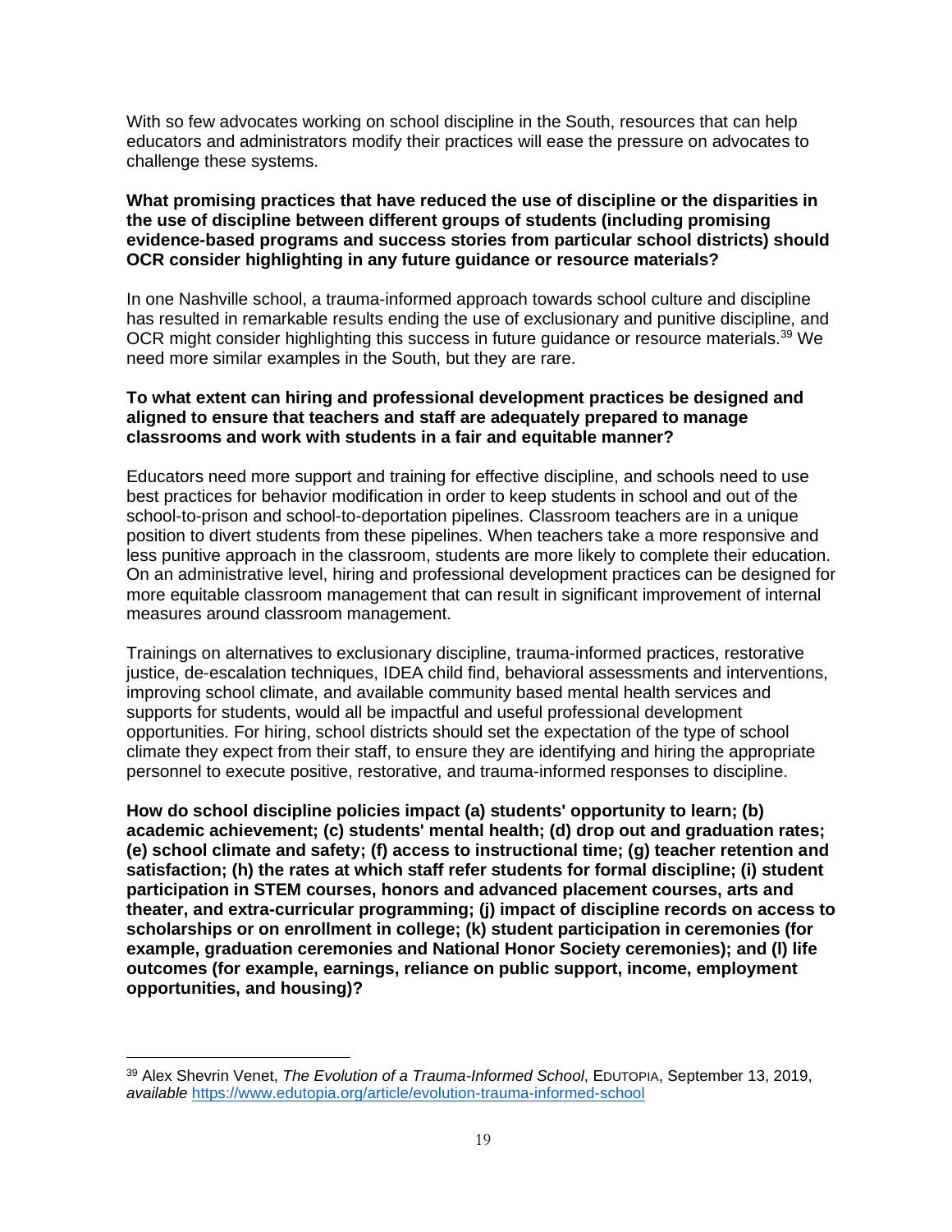With so few advocates working on school discipline in the South, resources that can help educators and administrators modify their practices will ease the pressure on advocates to challenge these systems.

**What promising practices that have reduced the use of discipline or the disparities in the use of discipline between different groups of students (including promising evidence-based programs and success stories from particular school districts) should OCR consider highlighting in any future guidance or resource materials?**

In one Nashville school, a trauma-informed approach towards school culture and discipline has resulted in remarkable results ending the use of exclusionary and punitive discipline, and OCR might consider highlighting this success in future guidance or resource materials.[39] We need more similar examples in the South, but they are rare.

**To what extent can hiring and professional development practices be designed and aligned to ensure that teachers and staff are adequately prepared to manage classrooms and work with students in a fair and equitable manner?**

Educators need more support and training for effective discipline, and schools need to use best practices for behavior modification in order to keep students in school and out of the school-to-prison and school-to-deportation pipelines. Classroom teachers are in a unique position to divert students from these pipelines. When teachers take a more responsive and less punitive approach in the classroom, students are more likely to complete their education. On an administrative level, hiring and professional development practices can be designed for more equitable classroom management that can result in significant improvement of internal measures around classroom management.

Trainings on alternatives to exclusionary discipline, trauma-informed practices, restorative justice, de-escalation techniques, IDEA child find, behavioral assessments and interventions, improving school climate, and available community based mental health services and supports for students, would all be impactful and useful professional development opportunities. For hiring, school districts should set the expectation of the type of school climate they expect from their staff, to ensure they are identifying and hiring the appropriate personnel to execute positive, restorative, and trauma-informed responses to discipline.

**How do school discipline policies impact (a) students' opportunity to learn; (b) academic achievement; (c) students' mental health; (d) drop out and graduation rates; (e) school climate and safety; (f) access to instructional time; (g) teacher retention and satisfaction; (h) the rates at which staff refer students for formal discipline; (i) student participation in STEM courses, honors and advanced placement courses, arts and theater, and extra-curricular programming; (j) impact of discipline records on access to scholarships or on enrollment in college; (k) student participation in ceremonies (for example, graduation ceremonies and National Honor Society ceremonies); and (l) life outcomes (for example, earnings, reliance on public support, income, employment opportunities, and housing)?**

---

[39] Alex Shevrin Venet, *The Evolution of a Trauma-Informed School*, EDUTOPIA, September 13, 2019, *available* https://www.edutopia.org/article/evolution-trauma-informed-school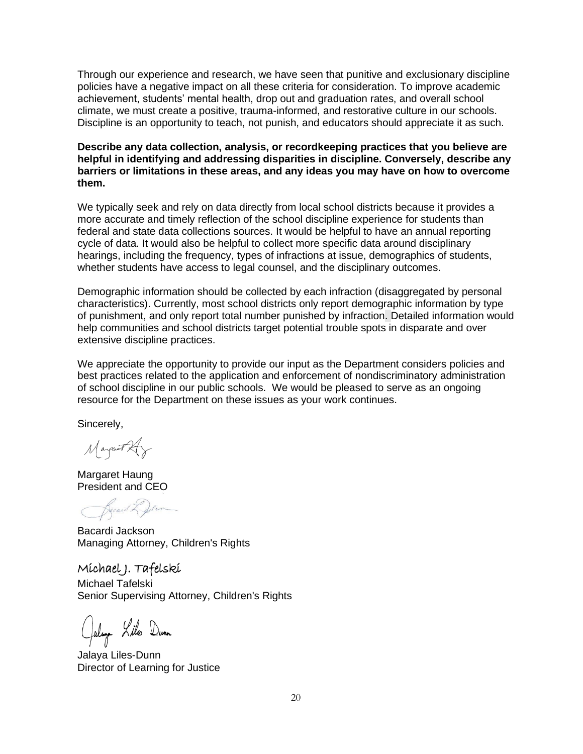Through our experience and research, we have seen that punitive and exclusionary discipline policies have a negative impact on all these criteria for consideration. To improve academic achievement, students' mental health, drop out and graduation rates, and overall school climate, we must create a positive, trauma-informed, and restorative culture in our schools. Discipline is an opportunity to teach, not punish, and educators should appreciate it as such.

**Describe any data collection, analysis, or recordkeeping practices that you believe are helpful in identifying and addressing disparities in discipline. Conversely, describe any barriers or limitations in these areas, and any ideas you may have on how to overcome them.**

We typically seek and rely on data directly from local school districts because it provides a more accurate and timely reflection of the school discipline experience for students than federal and state data collections sources. It would be helpful to have an annual reporting cycle of data. It would also be helpful to collect more specific data around disciplinary hearings, including the frequency, types of infractions at issue, demographics of students, whether students have access to legal counsel, and the disciplinary outcomes.

Demographic information should be collected by each infraction (disaggregated by personal characteristics). Currently, most school districts only report demographic information by type of punishment, and only report total number punished by infraction. Detailed information would help communities and school districts target potential trouble spots in disparate and over extensive discipline practices.

We appreciate the opportunity to provide our input as the Department considers policies and best practices related to the application and enforcement of nondiscriminatory administration of school discipline in our public schools. We would be pleased to serve as an ongoing resource for the Department on these issues as your work continues.

Sincerely,

Margaret Haung
President and CEO

Bacardi Jackson
Managing Attorney, Children's Rights

Michael J. Tafelski
Michael Tafelski
Senior Supervising Attorney, Children's Rights

Jalaya Liles-Dunn
Director of Learning for Justice